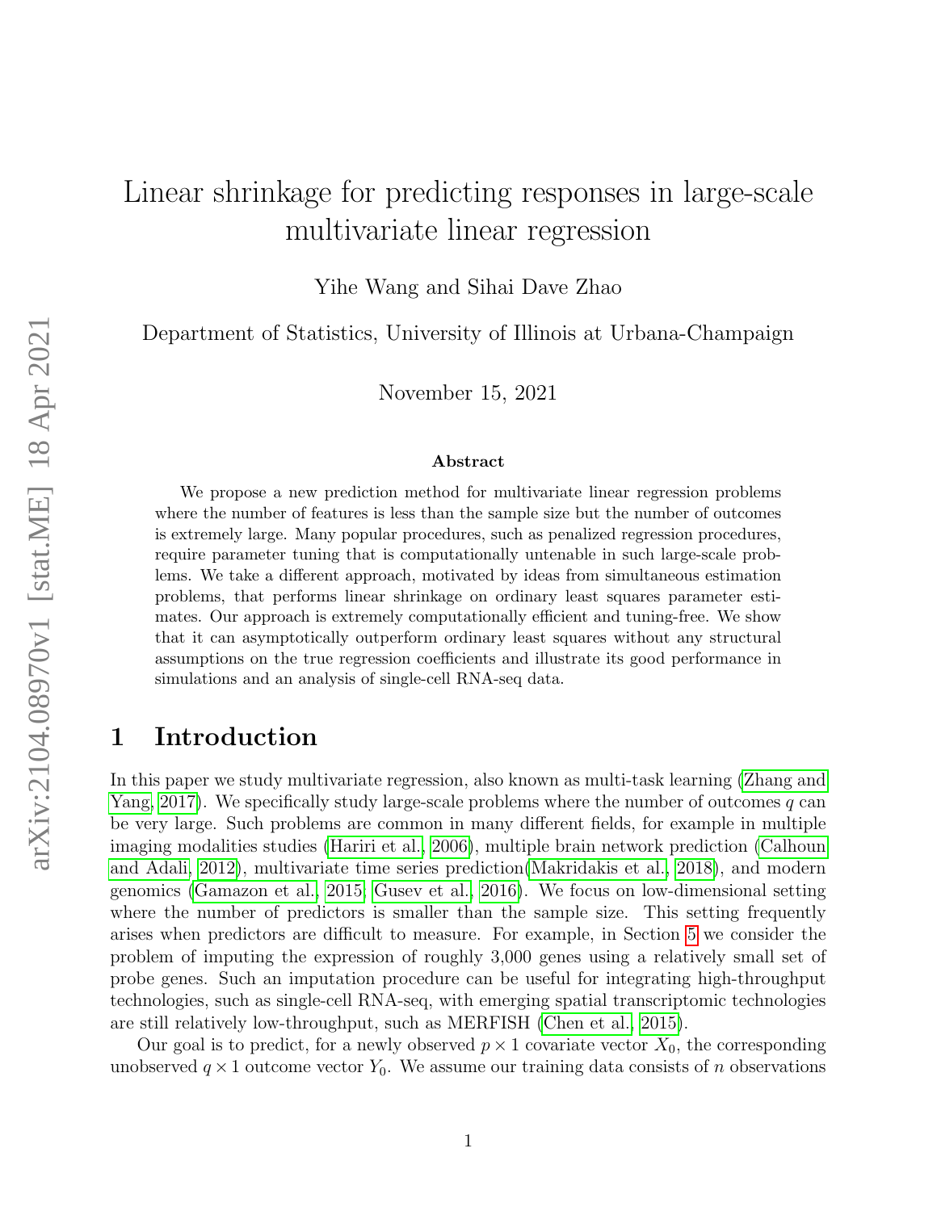# Linear shrinkage for predicting responses in large-scale multivariate linear regression

Yihe Wang and Sihai Dave Zhao

Department of Statistics, University of Illinois at Urbana-Champaign

November 15, 2021

### Abstract

We propose a new prediction method for multivariate linear regression problems where the number of features is less than the sample size but the number of outcomes is extremely large. Many popular procedures, such as penalized regression procedures, require parameter tuning that is computationally untenable in such large-scale problems. We take a different approach, motivated by ideas from simultaneous estimation problems, that performs linear shrinkage on ordinary least squares parameter estimates. Our approach is extremely computationally efficient and tuning-free. We show that it can asymptotically outperform ordinary least squares without any structural assumptions on the true regression coefficients and illustrate its good performance in simulations and an analysis of single-cell RNA-seq data.

## 1 Introduction

In this paper we study multivariate regression, also known as multi-task learning (Zhang and Yang, 2017). We specifically study large-scale problems where the number of outcomes $q$ can be very large. Such problems are common in many different fields, for example in multiple imaging modalities studies (Hariri et al., 2006), multiple brain network prediction (Calhoun and Adali, 2012), multivariate time series prediction(Makridakis et al., 2018), and modern genomics (Gamazon et al., 2015; Gusev et al., 2016). We focus on low-dimensional setting where the number of predictors is smaller than the sample size. This setting frequently arises when predictors are difficult to measure. For example, in Section 5 we consider the problem of imputing the expression of roughly 3,000 genes using a relatively small set of probe genes. Such an imputation procedure can be useful for integrating high-throughput technologies, such as single-cell RNA-seq, with emerging spatial transcriptomic technologies are still relatively low-throughput, such as MERFISH (Chen et al., 2015).

Our goal is to predict, for a newly observed $p \times 1$ covariate vector $X_0$, the corresponding unobserved $q \times 1$ outcome vector $Y_0$. We assume our training data consists of $n$ observations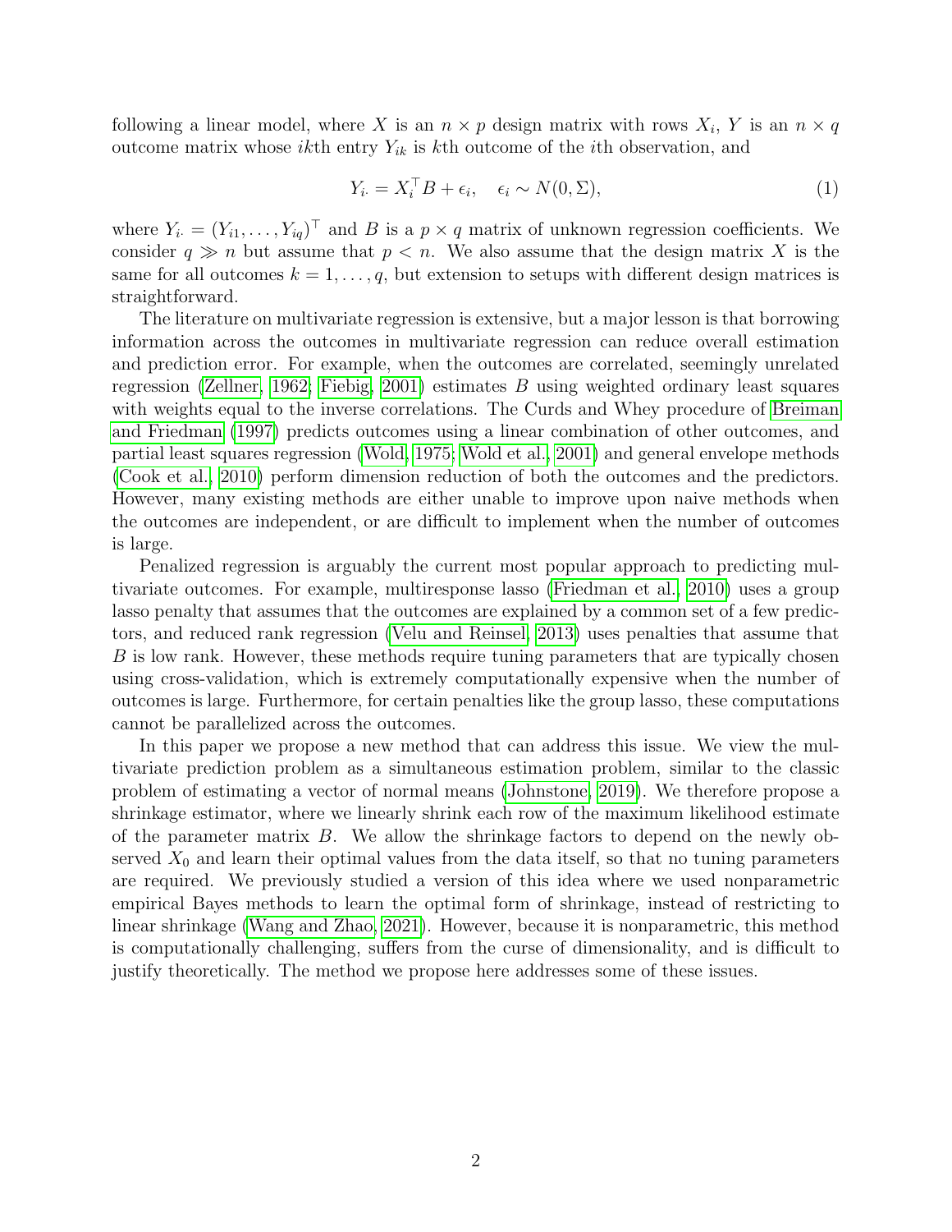following a linear model, where $X$ is an $n \times p$ design matrix with rows $X_i$, $Y$ is an $n \times q$ outcome matrix whose $ik$th entry $Y_{ik}$ is $k$th outcome of the $i$th observation, and

$$Y_{i\cdot} = X_i^\top B + \epsilon_i, \quad \epsilon_i \sim N(0, \Sigma), \tag{1}$$

where $Y_{i\cdot} = (Y_{i1}, \ldots, Y_{iq})^\top$ and $B$ is a $p \times q$ matrix of unknown regression coefficients. We consider $q \gg n$ but assume that $p < n$. We also assume that the design matrix $X$ is the same for all outcomes $k = 1, \ldots, q$, but extension to setups with different design matrices is straightforward.

The literature on multivariate regression is extensive, but a major lesson is that borrowing information across the outcomes in multivariate regression can reduce overall estimation and prediction error. For example, when the outcomes are correlated, seemingly unrelated regression (Zellner, 1962; Fiebig, 2001) estimates $B$ using weighted ordinary least squares with weights equal to the inverse correlations. The Curds and Whey procedure of Breiman and Friedman (1997) predicts outcomes using a linear combination of other outcomes, and partial least squares regression (Wold, 1975; Wold et al., 2001) and general envelope methods (Cook et al., 2010) perform dimension reduction of both the outcomes and the predictors. However, many existing methods are either unable to improve upon naive methods when the outcomes are independent, or are difficult to implement when the number of outcomes is large.

Penalized regression is arguably the current most popular approach to predicting multivariate outcomes. For example, multiresponse lasso (Friedman et al., 2010) uses a group lasso penalty that assumes that the outcomes are explained by a common set of a few predictors, and reduced rank regression (Velu and Reinsel, 2013) uses penalties that assume that $B$ is low rank. However, these methods require tuning parameters that are typically chosen using cross-validation, which is extremely computationally expensive when the number of outcomes is large. Furthermore, for certain penalties like the group lasso, these computations cannot be parallelized across the outcomes.

In this paper we propose a new method that can address this issue. We view the multivariate prediction problem as a simultaneous estimation problem, similar to the classic problem of estimating a vector of normal means (Johnstone, 2019). We therefore propose a shrinkage estimator, where we linearly shrink each row of the maximum likelihood estimate of the parameter matrix $B$. We allow the shrinkage factors to depend on the newly observed $X_0$ and learn their optimal values from the data itself, so that no tuning parameters are required. We previously studied a version of this idea where we used nonparametric empirical Bayes methods to learn the optimal form of shrinkage, instead of restricting to linear shrinkage (Wang and Zhao, 2021). However, because it is nonparametric, this method is computationally challenging, suffers from the curse of dimensionality, and is difficult to justify theoretically. The method we propose here addresses some of these issues.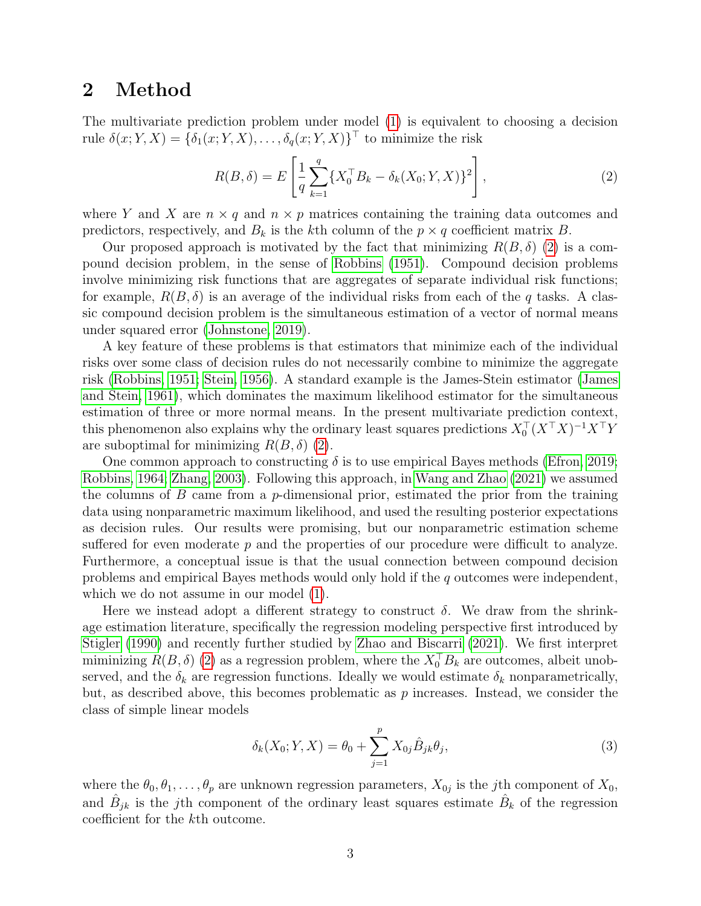## 2 Method

The multivariate prediction problem under model (1) is equivalent to choosing a decision rule $\delta(x; Y, X) = \{\delta_1(x; Y, X), \ldots, \delta_q(x; Y, X)\}^\top$ to minimize the risk

$$R(B, \delta) = E\left[\frac{1}{q}\sum_{k=1}^{q}\{X_0^\top B_k - \delta_k(X_0; Y, X)\}^2\right], \tag{2}$$

where $Y$ and $X$ are $n \times q$ and $n \times p$ matrices containing the training data outcomes and predictors, respectively, and $B_k$ is the $k$th column of the $p \times q$ coefficient matrix $B$.

Our proposed approach is motivated by the fact that minimizing $R(B, \delta)$ (2) is a compound decision problem, in the sense of Robbins (1951). Compound decision problems involve minimizing risk functions that are aggregates of separate individual risk functions; for example, $R(B, \delta)$ is an average of the individual risks from each of the $q$ tasks. A classic compound decision problem is the simultaneous estimation of a vector of normal means under squared error (Johnstone, 2019).

A key feature of these problems is that estimators that minimize each of the individual risks over some class of decision rules do not necessarily combine to minimize the aggregate risk (Robbins, 1951; Stein, 1956). A standard example is the James-Stein estimator (James and Stein, 1961), which dominates the maximum likelihood estimator for the simultaneous estimation of three or more normal means. In the present multivariate prediction context, this phenomenon also explains why the ordinary least squares predictions $X_0^\top(X^\top X)^{-1}X^\top Y$ are suboptimal for minimizing $R(B, \delta)$ (2).

One common approach to constructing $\delta$ is to use empirical Bayes methods (Efron, 2019; Robbins, 1964; Zhang, 2003). Following this approach, in Wang and Zhao (2021) we assumed the columns of $B$ came from a $p$-dimensional prior, estimated the prior from the training data using nonparametric maximum likelihood, and used the resulting posterior expectations as decision rules. Our results were promising, but our nonparametric estimation scheme suffered for even moderate $p$ and the properties of our procedure were difficult to analyze. Furthermore, a conceptual issue is that the usual connection between compound decision problems and empirical Bayes methods would only hold if the $q$ outcomes were independent, which we do not assume in our model (1).

Here we instead adopt a different strategy to construct $\delta$. We draw from the shrinkage estimation literature, specifically the regression modeling perspective first introduced by Stigler (1990) and recently further studied by Zhao and Biscarri (2021). We first interpret miminizing $R(B, \delta)$ (2) as a regression problem, where the $X_0^\top B_k$ are outcomes, albeit unobserved, and the $\delta_k$ are regression functions. Ideally we would estimate $\delta_k$ nonparametrically, but, as described above, this becomes problematic as $p$ increases. Instead, we consider the class of simple linear models

$$\delta_k(X_0; Y, X) = \theta_0 + \sum_{j=1}^{p} X_{0j}\hat{B}_{jk}\theta_j, \tag{3}$$

where the $\theta_0, \theta_1, \ldots, \theta_p$ are unknown regression parameters, $X_{0j}$ is the $j$th component of $X_0$, and $\hat{B}_{jk}$ is the $j$th component of the ordinary least squares estimate $\hat{B}_k$ of the regression coefficient for the $k$th outcome.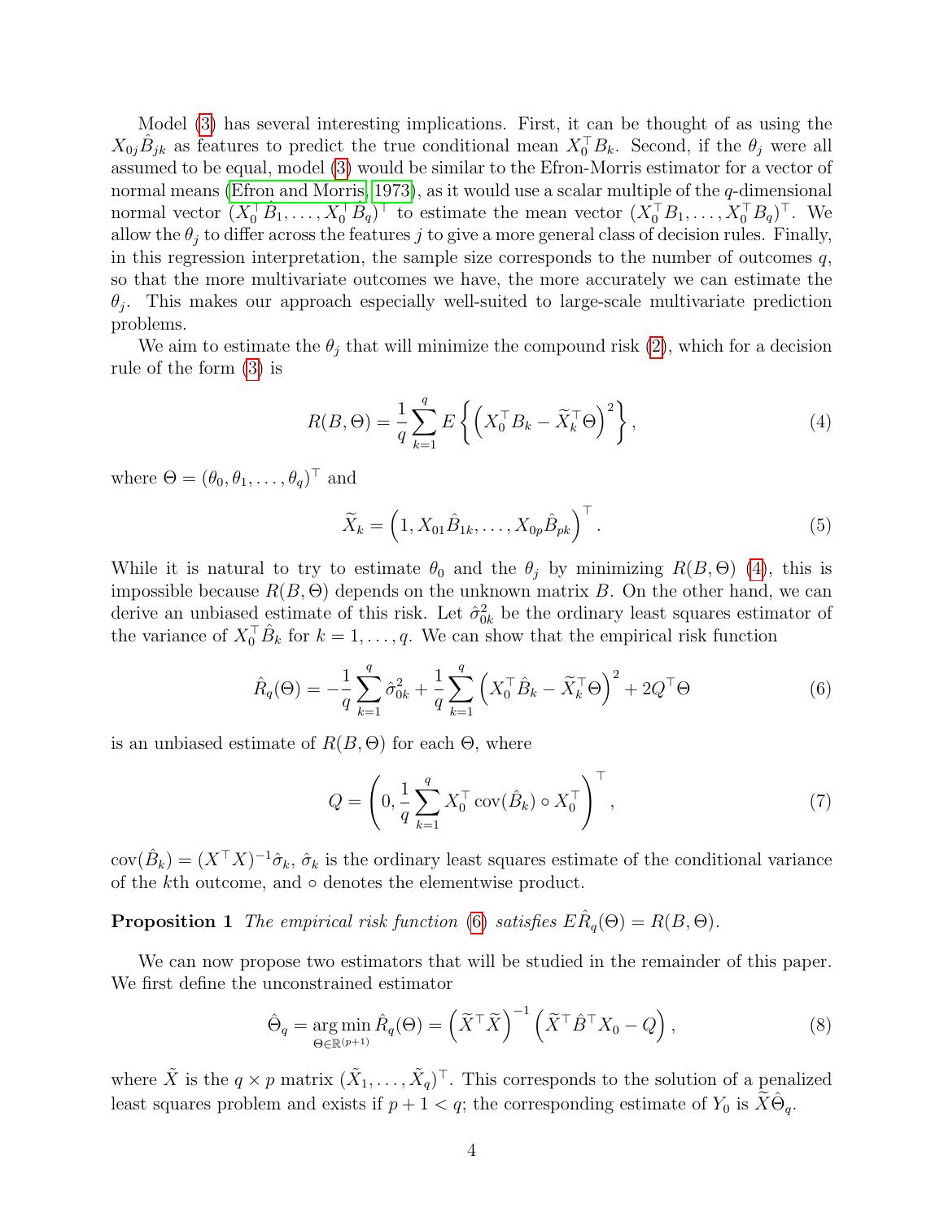Model (3) has several interesting implications. First, it can be thought of as using the $X_{0j}\hat{B}_{jk}$ as features to predict the true conditional mean $X_0^\top B_k$. Second, if the $\theta_j$ were all assumed to be equal, model (3) would be similar to the Efron-Morris estimator for a vector of normal means (Efron and Morris, 1973), as it would use a scalar multiple of the $q$-dimensional normal vector $(X_0^\top \hat{B}_1, \ldots, X_0^\top \hat{B}_q)^\top$ to estimate the mean vector $(X_0^\top B_1, \ldots, X_0^\top B_q)^\top$. We allow the $\theta_j$ to differ across the features $j$ to give a more general class of decision rules. Finally, in this regression interpretation, the sample size corresponds to the number of outcomes $q$, so that the more multivariate outcomes we have, the more accurately we can estimate the $\theta_j$. This makes our approach especially well-suited to large-scale multivariate prediction problems.

We aim to estimate the $\theta_j$ that will minimize the compound risk (2), which for a decision rule of the form (3) is

$$R(B, \Theta) = \frac{1}{q} \sum_{k=1}^{q} E\left\{ \left( X_0^\top B_k - \widetilde{X}_k^\top \Theta \right)^2 \right\}, \tag{4}$$

where $\Theta = (\theta_0, \theta_1, \ldots, \theta_q)^\top$ and

$$\widetilde{X}_k = \left( 1, X_{01}\hat{B}_{1k}, \ldots, X_{0p}\hat{B}_{pk} \right)^\top. \tag{5}$$

While it is natural to try to estimate $\theta_0$ and the $\theta_j$ by minimizing $R(B, \Theta)$ (4), this is impossible because $R(B, \Theta)$ depends on the unknown matrix $B$. On the other hand, we can derive an unbiased estimate of this risk. Let $\hat{\sigma}_{0k}^2$ be the ordinary least squares estimator of the variance of $X_0^\top \hat{B}_k$ for $k = 1, \ldots, q$. We can show that the empirical risk function

$$\hat{R}_q(\Theta) = -\frac{1}{q} \sum_{k=1}^{q} \hat{\sigma}_{0k}^2 + \frac{1}{q} \sum_{k=1}^{q} \left( X_0^\top \hat{B}_k - \widetilde{X}_k^\top \Theta \right)^2 + 2Q^\top \Theta \tag{6}$$

is an unbiased estimate of $R(B, \Theta)$ for each $\Theta$, where

$$Q = \left( 0, \frac{1}{q} \sum_{k=1}^{q} X_0^\top \operatorname{cov}(\hat{B}_k) \circ X_0^\top \right)^\top, \tag{7}$$

$\operatorname{cov}(\hat{B}_k) = (X^\top X)^{-1} \hat{\sigma}_k$, $\hat{\sigma}_k$ is the ordinary least squares estimate of the conditional variance of the $k$th outcome, and $\circ$ denotes the elementwise product.

**Proposition 1** *The empirical risk function (6) satisfies $E\hat{R}_q(\Theta) = R(B, \Theta)$.*

We can now propose two estimators that will be studied in the remainder of this paper. We first define the unconstrained estimator

$$\hat{\Theta}_q = \operatorname*{arg\,min}_{\Theta \in \mathbb{R}^{(p+1)}} \hat{R}_q(\Theta) = \left( \widetilde{X}^\top \widetilde{X} \right)^{-1} \left( \widetilde{X}^\top \hat{B}^\top X_0 - Q \right), \tag{8}$$

where $\tilde{X}$ is the $q \times p$ matrix $(\tilde{X}_1, \ldots, \tilde{X}_q)^\top$. This corresponds to the solution of a penalized least squares problem and exists if $p + 1 < q$; the corresponding estimate of $Y_0$ is $\widetilde{X}\hat{\Theta}_q$.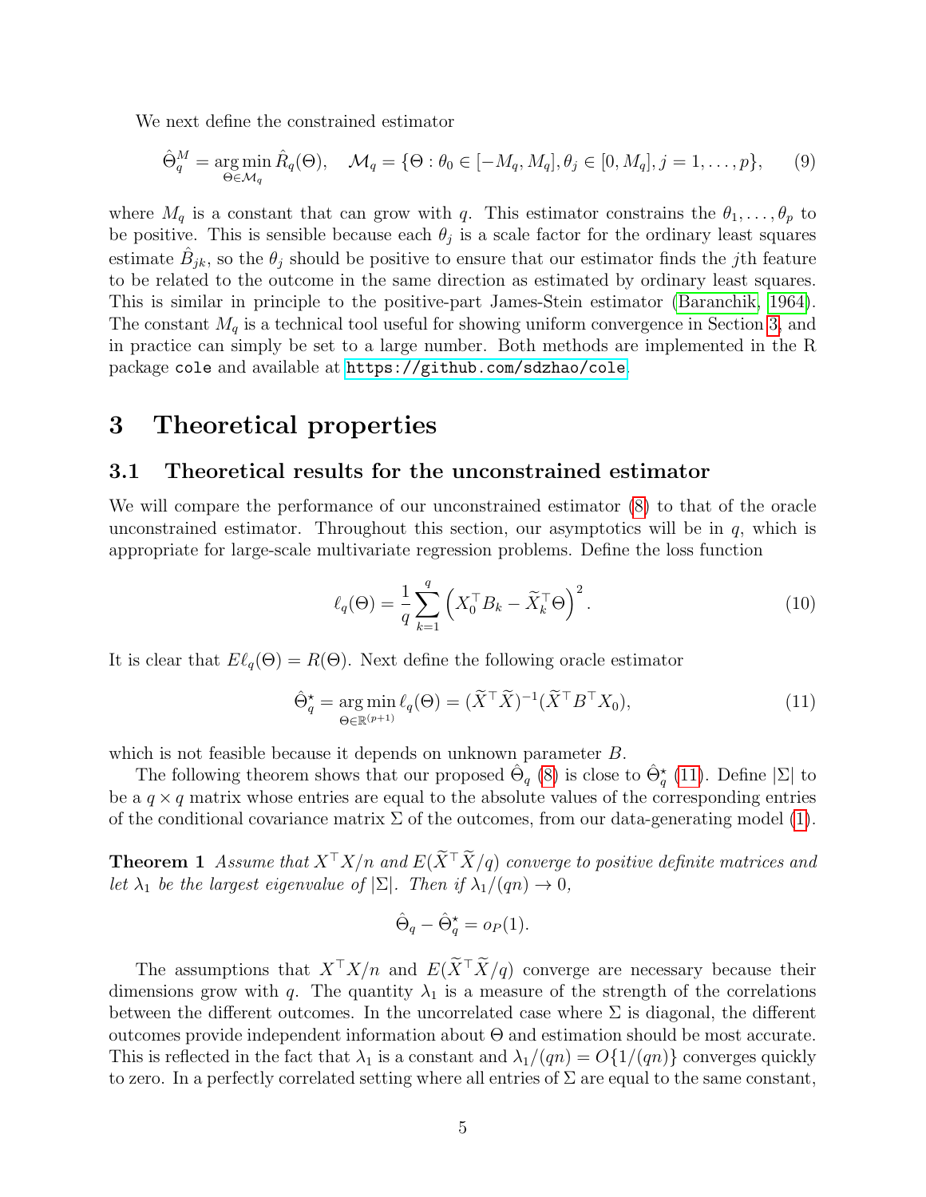We next define the constrained estimator

$$\hat{\Theta}_q^M = \underset{\Theta \in \mathcal{M}_q}{\arg\min}\, \hat{R}_q(\Theta), \quad \mathcal{M}_q = \{\Theta : \theta_0 \in [-M_q, M_q], \theta_j \in [0, M_q], j = 1, \ldots, p\}, \tag{9}$$

where $M_q$ is a constant that can grow with $q$. This estimator constrains the $\theta_1, \ldots, \theta_p$ to be positive. This is sensible because each $\theta_j$ is a scale factor for the ordinary least squares estimate $\hat{B}_{jk}$, so the $\theta_j$ should be positive to ensure that our estimator finds the $j$th feature to be related to the outcome in the same direction as estimated by ordinary least squares. This is similar in principle to the positive-part James-Stein estimator (Baranchik, 1964). The constant $M_q$ is a technical tool useful for showing uniform convergence in Section 3, and in practice can simply be set to a large number. Both methods are implemented in the R package `cole` and available at https://github.com/sdzhao/cole.

# 3 Theoretical properties

## 3.1 Theoretical results for the unconstrained estimator

We will compare the performance of our unconstrained estimator (8) to that of the oracle unconstrained estimator. Throughout this section, our asymptotics will be in $q$, which is appropriate for large-scale multivariate regression problems. Define the loss function

$$\ell_q(\Theta) = \frac{1}{q} \sum_{k=1}^{q} \left( X_0^\top B_k - \widetilde{X}_k^\top \Theta \right)^2. \tag{10}$$

It is clear that $E\ell_q(\Theta) = R(\Theta)$. Next define the following oracle estimator

$$\hat{\Theta}_q^\star = \underset{\Theta \in \mathbb{R}^{(p+1)}}{\arg\min}\, \ell_q(\Theta) = (\widetilde{X}^\top \widetilde{X})^{-1} (\widetilde{X}^\top B^\top X_0), \tag{11}$$

which is not feasible because it depends on unknown parameter $B$.

The following theorem shows that our proposed $\hat{\Theta}_q$ (8) is close to $\hat{\Theta}_q^\star$ (11). Define $|\Sigma|$ to be a $q \times q$ matrix whose entries are equal to the absolute values of the corresponding entries of the conditional covariance matrix $\Sigma$ of the outcomes, from our data-generating model (1).

**Theorem 1** *Assume that $X^\top X/n$ and $E(\widetilde{X}^\top \widetilde{X}/q)$ converge to positive definite matrices and let $\lambda_1$ be the largest eigenvalue of $|\Sigma|$. Then if $\lambda_1/(qn) \to 0$,*

$$\hat{\Theta}_q - \hat{\Theta}_q^\star = o_P(1).$$

The assumptions that $X^\top X/n$ and $E(\widetilde{X}^\top \widetilde{X}/q)$ converge are necessary because their dimensions grow with $q$. The quantity $\lambda_1$ is a measure of the strength of the correlations between the different outcomes. In the uncorrelated case where $\Sigma$ is diagonal, the different outcomes provide independent information about $\Theta$ and estimation should be most accurate. This is reflected in the fact that $\lambda_1$ is a constant and $\lambda_1/(qn) = O\{1/(qn)\}$ converges quickly to zero. In a perfectly correlated setting where all entries of $\Sigma$ are equal to the same constant,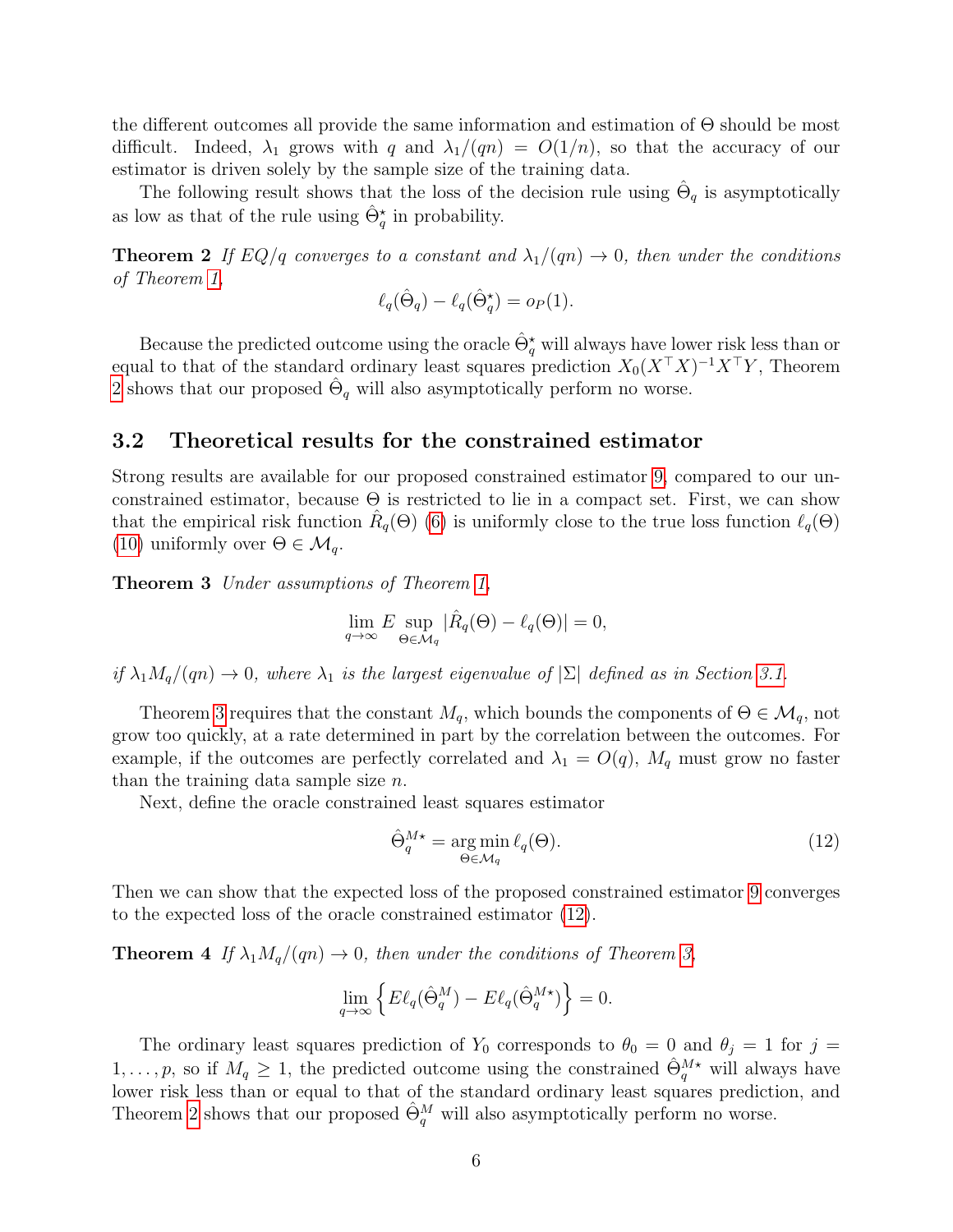the different outcomes all provide the same information and estimation of $\Theta$ should be most difficult. Indeed, $\lambda_1$ grows with $q$ and $\lambda_1/(qn) = O(1/n)$, so that the accuracy of our estimator is driven solely by the sample size of the training data.

The following result shows that the loss of the decision rule using $\hat{\Theta}_q$ is asymptotically as low as that of the rule using $\hat{\Theta}_q^\star$ in probability.

**Theorem 2** *If $EQ/q$ converges to a constant and $\lambda_1/(qn) \to 0$, then under the conditions of Theorem 1,*

$$\ell_q(\hat{\Theta}_q) - \ell_q(\hat{\Theta}_q^\star) = o_P(1).$$

Because the predicted outcome using the oracle $\hat{\Theta}_q^\star$ will always have lower risk less than or equal to that of the standard ordinary least squares prediction $X_0(X^\top X)^{-1}X^\top Y$, Theorem 2 shows that our proposed $\hat{\Theta}_q$ will also asymptotically perform no worse.

### 3.2 Theoretical results for the constrained estimator

Strong results are available for our proposed constrained estimator 9, compared to our unconstrained estimator, because $\Theta$ is restricted to lie in a compact set. First, we can show that the empirical risk function $\hat{R}_q(\Theta)$ (6) is uniformly close to the true loss function $\ell_q(\Theta)$ (10) uniformly over $\Theta \in \mathcal{M}_q$.

**Theorem 3** *Under assumptions of Theorem 1,*

$$\lim_{q\to\infty} E \sup_{\Theta\in\mathcal{M}_q} |\hat{R}_q(\Theta) - \ell_q(\Theta)| = 0,$$

*if $\lambda_1 M_q/(qn) \to 0$, where $\lambda_1$ is the largest eigenvalue of $|\Sigma|$ defined as in Section 3.1.*

Theorem 3 requires that the constant $M_q$, which bounds the components of $\Theta \in \mathcal{M}_q$, not grow too quickly, at a rate determined in part by the correlation between the outcomes. For example, if the outcomes are perfectly correlated and $\lambda_1 = O(q)$, $M_q$ must grow no faster than the training data sample size $n$.

Next, define the oracle constrained least squares estimator

$$\hat{\Theta}_q^{M\star} = \operatorname*{arg\,min}_{\Theta\in\mathcal{M}_q} \ell_q(\Theta). \tag{12}$$

Then we can show that the expected loss of the proposed constrained estimator 9 converges to the expected loss of the oracle constrained estimator (12).

**Theorem 4** *If $\lambda_1 M_q/(qn) \to 0$, then under the conditions of Theorem 3,*

$$\lim_{q\to\infty} \left\{ E\ell_q(\hat{\Theta}_q^M) - E\ell_q(\hat{\Theta}_q^{M\star}) \right\} = 0.$$

The ordinary least squares prediction of $Y_0$ corresponds to $\theta_0 = 0$ and $\theta_j = 1$ for $j = 1, \ldots, p$, so if $M_q \geq 1$, the predicted outcome using the constrained $\hat{\Theta}_q^{M\star}$ will always have lower risk less than or equal to that of the standard ordinary least squares prediction, and Theorem 2 shows that our proposed $\hat{\Theta}_q^M$ will also asymptotically perform no worse.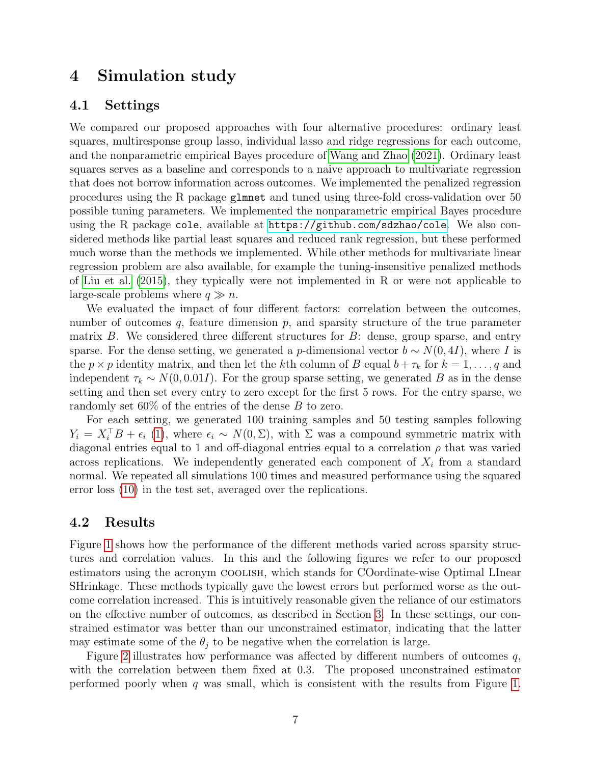# 4 Simulation study

## 4.1 Settings

We compared our proposed approaches with four alternative procedures: ordinary least squares, multiresponse group lasso, individual lasso and ridge regressions for each outcome, and the nonparametric empirical Bayes procedure of Wang and Zhao (2021). Ordinary least squares serves as a baseline and corresponds to a naive approach to multivariate regression that does not borrow information across outcomes. We implemented the penalized regression procedures using the R package `glmnet` and tuned using three-fold cross-validation over 50 possible tuning parameters. We implemented the nonparametric empirical Bayes procedure using the R package `cole`, available at https://github.com/sdzhao/cole. We also considered methods like partial least squares and reduced rank regression, but these performed much worse than the methods we implemented. While other methods for multivariate linear regression problem are also available, for example the tuning-insensitive penalized methods of Liu et al. (2015), they typically were not implemented in R or were not applicable to large-scale problems where $q \gg n$.

We evaluated the impact of four different factors: correlation between the outcomes, number of outcomes $q$, feature dimension $p$, and sparsity structure of the true parameter matrix $B$. We considered three different structures for $B$: dense, group sparse, and entry sparse. For the dense setting, we generated a $p$-dimensional vector $b \sim N(0, 4I)$, where $I$ is the $p \times p$ identity matrix, and then let the $k$th column of $B$ equal $b + \tau_k$ for $k = 1, \dots, q$ and independent $\tau_k \sim N(0, 0.01I)$. For the group sparse setting, we generated $B$ as in the dense setting and then set every entry to zero except for the first 5 rows. For the entry sparse, we randomly set 60% of the entries of the dense $B$ to zero.

For each setting, we generated 100 training samples and 50 testing samples following $Y_i = X_i^\top B + \epsilon_i$ (1), where $\epsilon_i \sim N(0, \Sigma)$, with $\Sigma$ was a compound symmetric matrix with diagonal entries equal to 1 and off-diagonal entries equal to a correlation $\rho$ that was varied across replications. We independently generated each component of $X_i$ from a standard normal. We repeated all simulations 100 times and measured performance using the squared error loss (10) in the test set, averaged over the replications.

## 4.2 Results

Figure 1 shows how the performance of the different methods varied across sparsity structures and correlation values. In this and the following figures we refer to our proposed estimators using the acronym COOLISH, which stands for COordinate-wise Optimal LInear SHrinkage. These methods typically gave the lowest errors but performed worse as the outcome correlation increased. This is intuitively reasonable given the reliance of our estimators on the effective number of outcomes, as described in Section 3. In these settings, our constrained estimator was better than our unconstrained estimator, indicating that the latter may estimate some of the $\theta_j$ to be negative when the correlation is large.

Figure 2 illustrates how performance was affected by different numbers of outcomes $q$, with the correlation between them fixed at 0.3. The proposed unconstrained estimator performed poorly when $q$ was small, which is consistent with the results from Figure 1.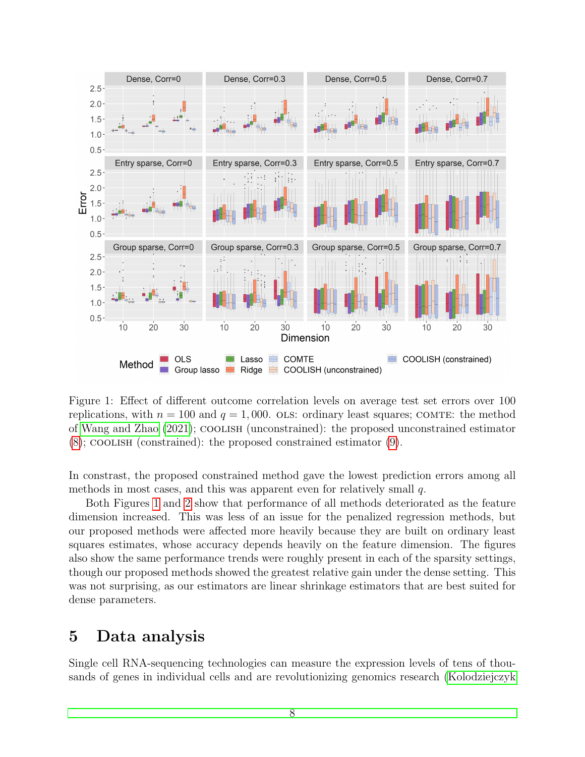Figure 1: Effect of different outcome correlation levels on average test set errors over 100 replications, with $n = 100$ and $q = 1,000$. OLS: ordinary least squares; COMTE: the method of Wang and Zhao (2021); COOLISH (unconstrained): the proposed unconstrained estimator (8); COOLISH (constrained): the proposed constrained estimator (9).

In constrast, the proposed constrained method gave the lowest prediction errors among all methods in most cases, and this was apparent even for relatively small $q$.

Both Figures 1 and 2 show that performance of all methods deteriorated as the feature dimension increased. This was less of an issue for the penalized regression methods, but our proposed methods were affected more heavily because they are built on ordinary least squares estimates, whose accuracy depends heavily on the feature dimension. The figures also show the same performance trends were roughly present in each of the sparsity settings, though our proposed methods showed the greatest relative gain under the dense setting. This was not surprising, as our estimators are linear shrinkage estimators that are best suited for dense parameters.

# 5 Data analysis

Single cell RNA-sequencing technologies can measure the expression levels of tens of thousands of genes in individual cells and are revolutionizing genomics research (Kolodziejczyk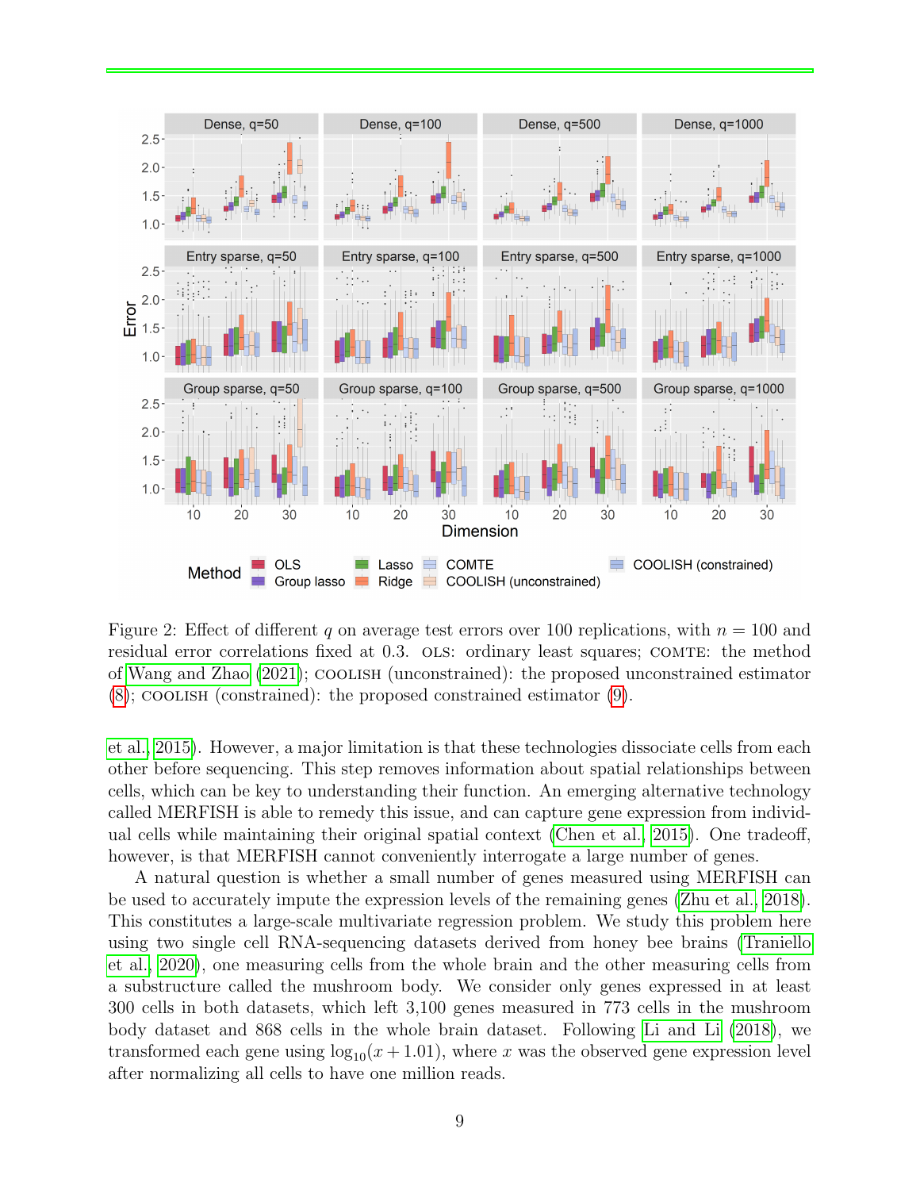Figure 2: Effect of different $q$ on average test errors over 100 replications, with $n = 100$ and residual error correlations fixed at 0.3. OLS: ordinary least squares; COMTE: the method of Wang and Zhao (2021); COOLISH (unconstrained): the proposed unconstrained estimator (8); COOLISH (constrained): the proposed constrained estimator (9).

et al., 2015). However, a major limitation is that these technologies dissociate cells from each other before sequencing. This step removes information about spatial relationships between cells, which can be key to understanding their function. An emerging alternative technology called MERFISH is able to remedy this issue, and can capture gene expression from individual cells while maintaining their original spatial context (Chen et al., 2015). One tradeoff, however, is that MERFISH cannot conveniently interrogate a large number of genes.

A natural question is whether a small number of genes measured using MERFISH can be used to accurately impute the expression levels of the remaining genes (Zhu et al., 2018). This constitutes a large-scale multivariate regression problem. We study this problem here using two single cell RNA-sequencing datasets derived from honey bee brains (Traniello et al., 2020), one measuring cells from the whole brain and the other measuring cells from a substructure called the mushroom body. We consider only genes expressed in at least 300 cells in both datasets, which left 3,100 genes measured in 773 cells in the mushroom body dataset and 868 cells in the whole brain dataset. Following Li and Li (2018), we transformed each gene using $\log_{10}(x + 1.01)$, where $x$ was the observed gene expression level after normalizing all cells to have one million reads.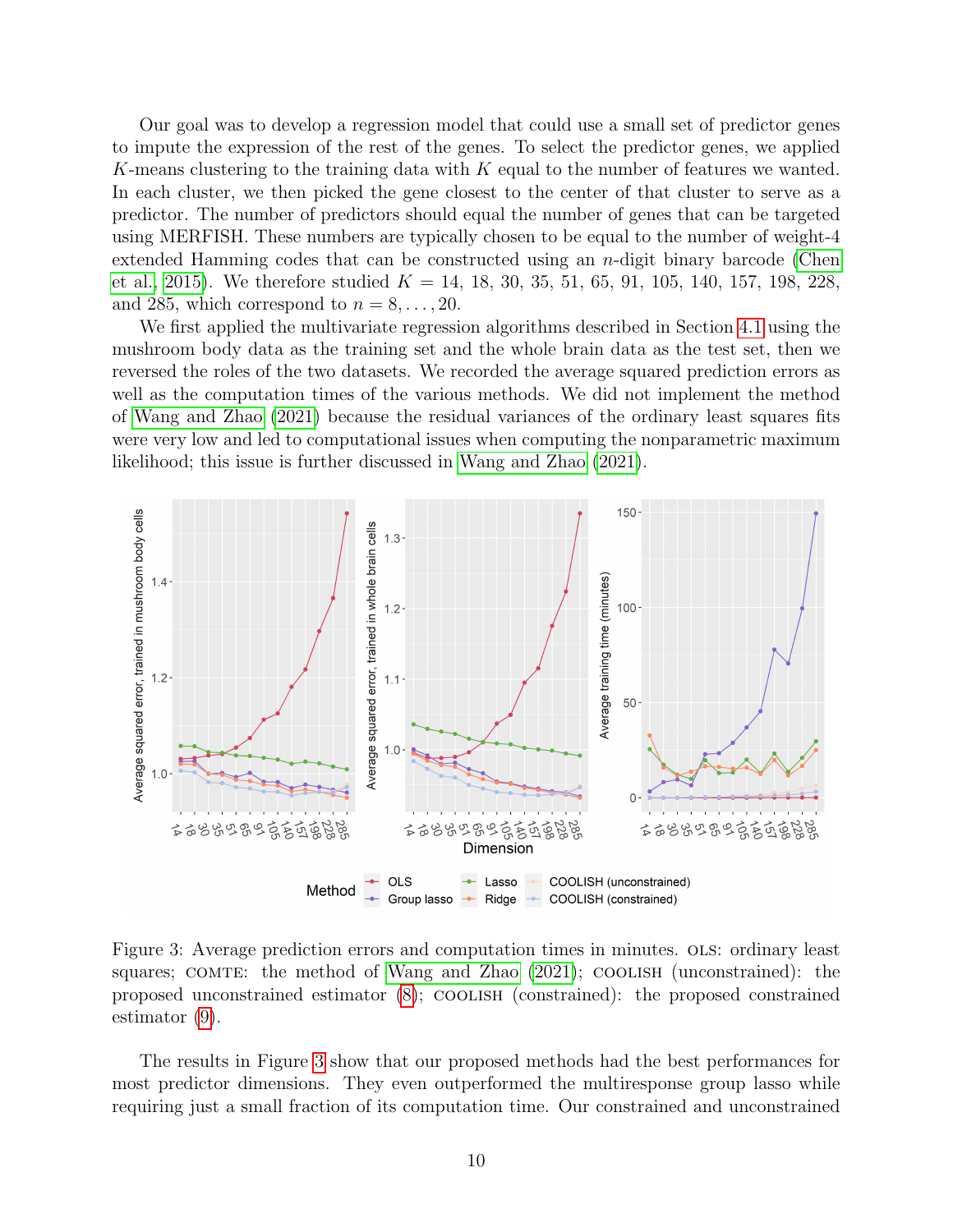Our goal was to develop a regression model that could use a small set of predictor genes to impute the expression of the rest of the genes. To select the predictor genes, we applied $K$-means clustering to the training data with $K$ equal to the number of features we wanted. In each cluster, we then picked the gene closest to the center of that cluster to serve as a predictor. The number of predictors should equal the number of genes that can be targeted using MERFISH. These numbers are typically chosen to be equal to the number of weight-4 extended Hamming codes that can be constructed using an $n$-digit binary barcode (Chen et al., 2015). We therefore studied $K = 14$, 18, 30, 35, 51, 65, 91, 105, 140, 157, 198, 228, and 285, which correspond to $n = 8, \ldots, 20$.

We first applied the multivariate regression algorithms described in Section 4.1 using the mushroom body data as the training set and the whole brain data as the test set, then we reversed the roles of the two datasets. We recorded the average squared prediction errors as well as the computation times of the various methods. We did not implement the method of Wang and Zhao (2021) because the residual variances of the ordinary least squares fits were very low and led to computational issues when computing the nonparametric maximum likelihood; this issue is further discussed in Wang and Zhao (2021).

Figure 3: Average prediction errors and computation times in minutes. OLS: ordinary least squares; COMTE: the method of Wang and Zhao (2021); COOLISH (unconstrained): the proposed unconstrained estimator (8); COOLISH (constrained): the proposed constrained estimator (9).

The results in Figure 3 show that our proposed methods had the best performances for most predictor dimensions. They even outperformed the multiresponse group lasso while requiring just a small fraction of its computation time. Our constrained and unconstrained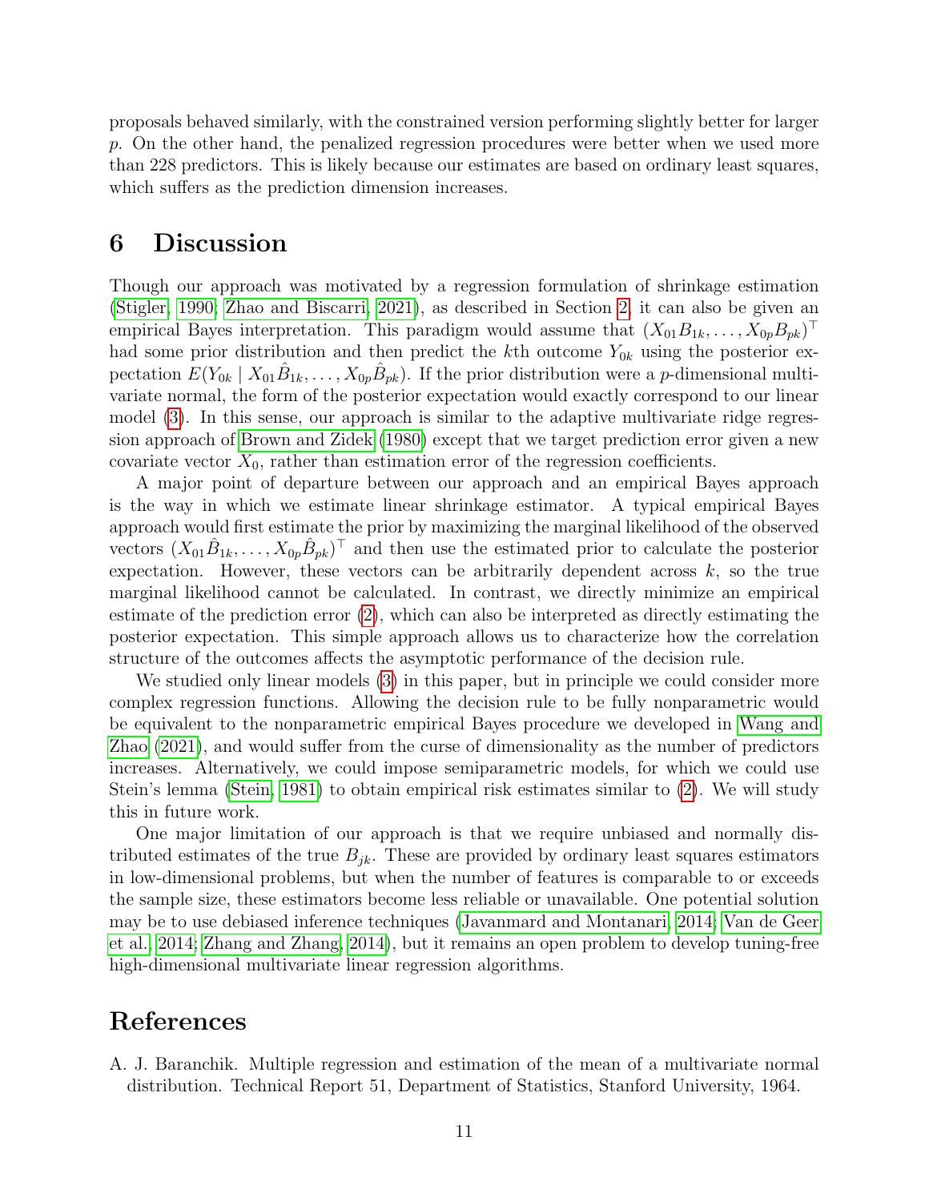proposals behaved similarly, with the constrained version performing slightly better for larger $p$. On the other hand, the penalized regression procedures were better when we used more than 228 predictors. This is likely because our estimates are based on ordinary least squares, which suffers as the prediction dimension increases.

# 6 Discussion

Though our approach was motivated by a regression formulation of shrinkage estimation (Stigler, 1990; Zhao and Biscarri, 2021), as described in Section 2, it can also be given an empirical Bayes interpretation. This paradigm would assume that $(X_{01}B_{1k}, \dots, X_{0p}B_{pk})^\top$ had some prior distribution and then predict the $k$th outcome $Y_{0k}$ using the posterior expectation $E(Y_{0k} \mid X_{01}\hat{B}_{1k}, \dots, X_{0p}\hat{B}_{pk})$. If the prior distribution were a $p$-dimensional multivariate normal, the form of the posterior expectation would exactly correspond to our linear model (3). In this sense, our approach is similar to the adaptive multivariate ridge regression approach of Brown and Zidek (1980) except that we target prediction error given a new covariate vector $X_0$, rather than estimation error of the regression coefficients.

A major point of departure between our approach and an empirical Bayes approach is the way in which we estimate linear shrinkage estimator. A typical empirical Bayes approach would first estimate the prior by maximizing the marginal likelihood of the observed vectors $(X_{01}\hat{B}_{1k}, \dots, X_{0p}\hat{B}_{pk})^\top$ and then use the estimated prior to calculate the posterior expectation. However, these vectors can be arbitrarily dependent across $k$, so the true marginal likelihood cannot be calculated. In contrast, we directly minimize an empirical estimate of the prediction error (2), which can also be interpreted as directly estimating the posterior expectation. This simple approach allows us to characterize how the correlation structure of the outcomes affects the asymptotic performance of the decision rule.

We studied only linear models (3) in this paper, but in principle we could consider more complex regression functions. Allowing the decision rule to be fully nonparametric would be equivalent to the nonparametric empirical Bayes procedure we developed in Wang and Zhao (2021), and would suffer from the curse of dimensionality as the number of predictors increases. Alternatively, we could impose semiparametric models, for which we could use Stein's lemma (Stein, 1981) to obtain empirical risk estimates similar to (2). We will study this in future work.

One major limitation of our approach is that we require unbiased and normally distributed estimates of the true $B_{jk}$. These are provided by ordinary least squares estimators in low-dimensional problems, but when the number of features is comparable to or exceeds the sample size, these estimators become less reliable or unavailable. One potential solution may be to use debiased inference techniques (Javanmard and Montanari, 2014; Van de Geer et al., 2014; Zhang and Zhang, 2014), but it remains an open problem to develop tuning-free high-dimensional multivariate linear regression algorithms.

# References

A. J. Baranchik. Multiple regression and estimation of the mean of a multivariate normal distribution. Technical Report 51, Department of Statistics, Stanford University, 1964.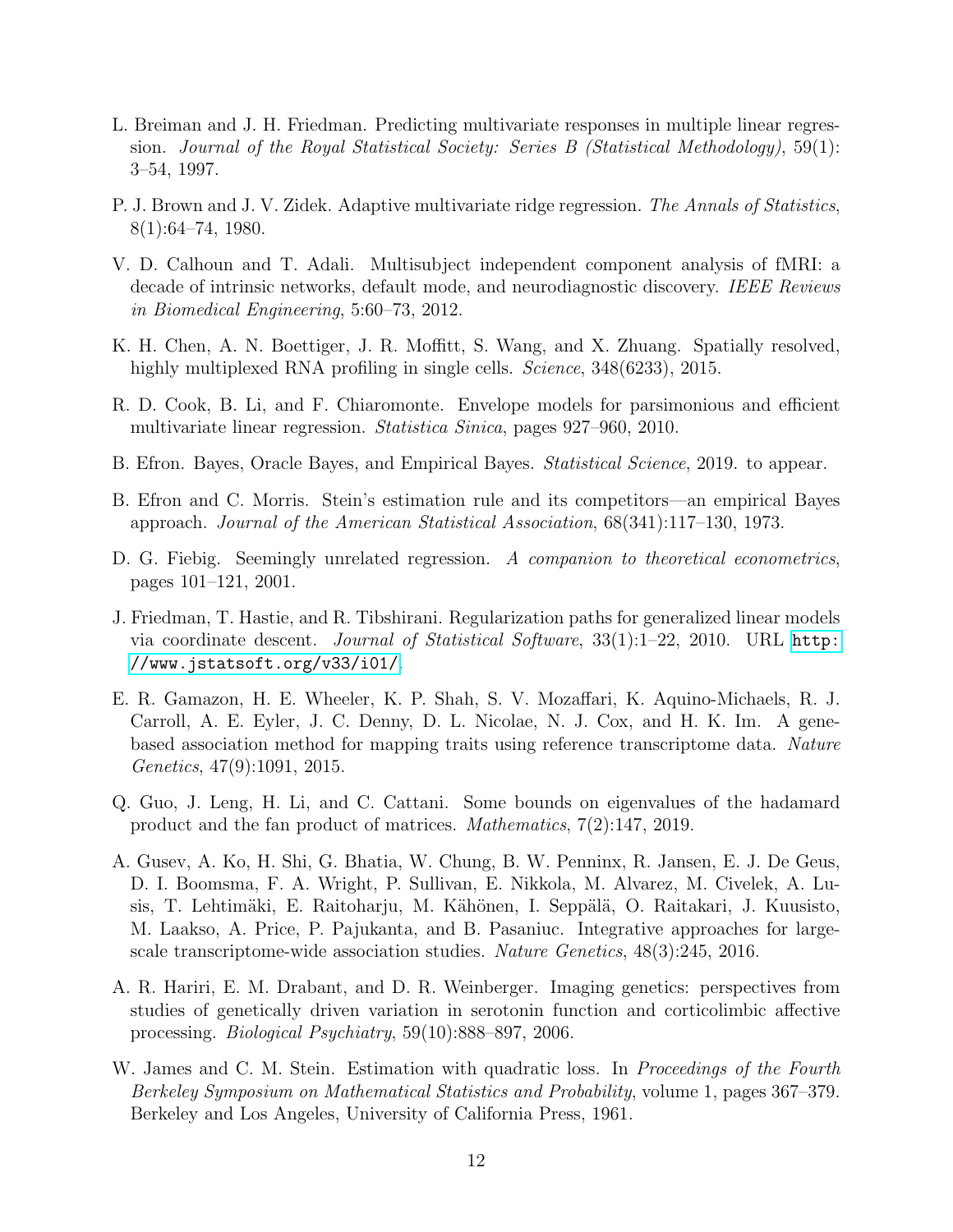L. Breiman and J. H. Friedman. Predicting multivariate responses in multiple linear regression. *Journal of the Royal Statistical Society: Series B (Statistical Methodology)*, 59(1): 3–54, 1997.

P. J. Brown and J. V. Zidek. Adaptive multivariate ridge regression. *The Annals of Statistics*, 8(1):64–74, 1980.

V. D. Calhoun and T. Adali. Multisubject independent component analysis of fMRI: a decade of intrinsic networks, default mode, and neurodiagnostic discovery. *IEEE Reviews in Biomedical Engineering*, 5:60–73, 2012.

K. H. Chen, A. N. Boettiger, J. R. Moffitt, S. Wang, and X. Zhuang. Spatially resolved, highly multiplexed RNA profiling in single cells. *Science*, 348(6233), 2015.

R. D. Cook, B. Li, and F. Chiaromonte. Envelope models for parsimonious and efficient multivariate linear regression. *Statistica Sinica*, pages 927–960, 2010.

B. Efron. Bayes, Oracle Bayes, and Empirical Bayes. *Statistical Science*, 2019. to appear.

B. Efron and C. Morris. Stein's estimation rule and its competitors—an empirical Bayes approach. *Journal of the American Statistical Association*, 68(341):117–130, 1973.

D. G. Fiebig. Seemingly unrelated regression. *A companion to theoretical econometrics*, pages 101–121, 2001.

J. Friedman, T. Hastie, and R. Tibshirani. Regularization paths for generalized linear models via coordinate descent. *Journal of Statistical Software*, 33(1):1–22, 2010. URL `http://www.jstatsoft.org/v33/i01/`.

E. R. Gamazon, H. E. Wheeler, K. P. Shah, S. V. Mozaffari, K. Aquino-Michaels, R. J. Carroll, A. E. Eyler, J. C. Denny, D. L. Nicolae, N. J. Cox, and H. K. Im. A gene-based association method for mapping traits using reference transcriptome data. *Nature Genetics*, 47(9):1091, 2015.

Q. Guo, J. Leng, H. Li, and C. Cattani. Some bounds on eigenvalues of the hadamard product and the fan product of matrices. *Mathematics*, 7(2):147, 2019.

A. Gusev, A. Ko, H. Shi, G. Bhatia, W. Chung, B. W. Penninx, R. Jansen, E. J. De Geus, D. I. Boomsma, F. A. Wright, P. Sullivan, E. Nikkola, M. Alvarez, M. Civelek, A. Lusis, T. Lehtimäki, E. Raitoharju, M. Kähönen, I. Seppälä, O. Raitakari, J. Kuusisto, M. Laakso, A. Price, P. Pajukanta, and B. Pasaniuc. Integrative approaches for large-scale transcriptome-wide association studies. *Nature Genetics*, 48(3):245, 2016.

A. R. Hariri, E. M. Drabant, and D. R. Weinberger. Imaging genetics: perspectives from studies of genetically driven variation in serotonin function and corticolimbic affective processing. *Biological Psychiatry*, 59(10):888–897, 2006.

W. James and C. M. Stein. Estimation with quadratic loss. In *Proceedings of the Fourth Berkeley Symposium on Mathematical Statistics and Probability*, volume 1, pages 367–379. Berkeley and Los Angeles, University of California Press, 1961.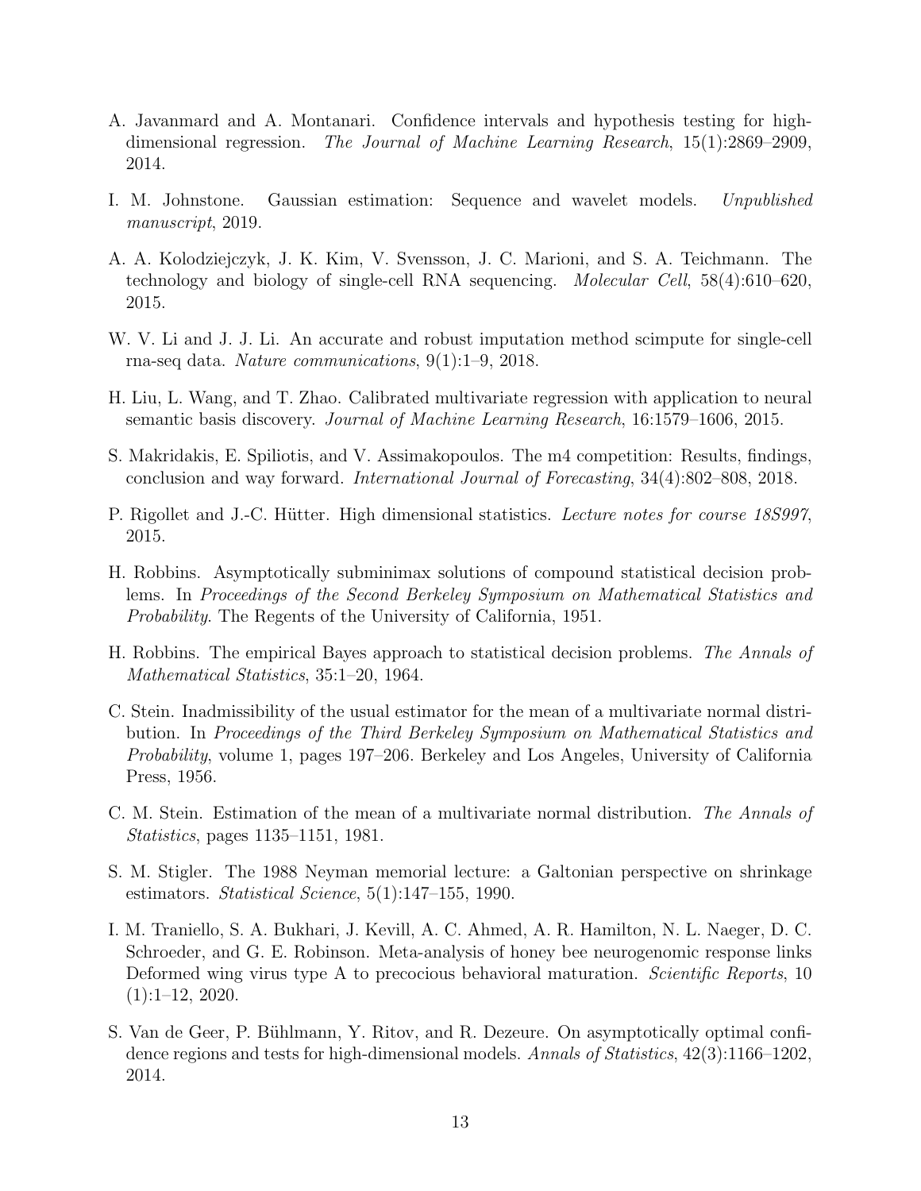A. Javanmard and A. Montanari. Confidence intervals and hypothesis testing for high-dimensional regression. *The Journal of Machine Learning Research*, 15(1):2869–2909, 2014.

I. M. Johnstone. Gaussian estimation: Sequence and wavelet models. *Unpublished manuscript*, 2019.

A. A. Kolodziejczyk, J. K. Kim, V. Svensson, J. C. Marioni, and S. A. Teichmann. The technology and biology of single-cell RNA sequencing. *Molecular Cell*, 58(4):610–620, 2015.

W. V. Li and J. J. Li. An accurate and robust imputation method scimpute for single-cell rna-seq data. *Nature communications*, 9(1):1–9, 2018.

H. Liu, L. Wang, and T. Zhao. Calibrated multivariate regression with application to neural semantic basis discovery. *Journal of Machine Learning Research*, 16:1579–1606, 2015.

S. Makridakis, E. Spiliotis, and V. Assimakopoulos. The m4 competition: Results, findings, conclusion and way forward. *International Journal of Forecasting*, 34(4):802–808, 2018.

P. Rigollet and J.-C. Hütter. High dimensional statistics. *Lecture notes for course 18S997*, 2015.

H. Robbins. Asymptotically subminimax solutions of compound statistical decision problems. In *Proceedings of the Second Berkeley Symposium on Mathematical Statistics and Probability*. The Regents of the University of California, 1951.

H. Robbins. The empirical Bayes approach to statistical decision problems. *The Annals of Mathematical Statistics*, 35:1–20, 1964.

C. Stein. Inadmissibility of the usual estimator for the mean of a multivariate normal distribution. In *Proceedings of the Third Berkeley Symposium on Mathematical Statistics and Probability*, volume 1, pages 197–206. Berkeley and Los Angeles, University of California Press, 1956.

C. M. Stein. Estimation of the mean of a multivariate normal distribution. *The Annals of Statistics*, pages 1135–1151, 1981.

S. M. Stigler. The 1988 Neyman memorial lecture: a Galtonian perspective on shrinkage estimators. *Statistical Science*, 5(1):147–155, 1990.

I. M. Traniello, S. A. Bukhari, J. Kevill, A. C. Ahmed, A. R. Hamilton, N. L. Naeger, D. C. Schroeder, and G. E. Robinson. Meta-analysis of honey bee neurogenomic response links Deformed wing virus type A to precocious behavioral maturation. *Scientific Reports*, 10 (1):1–12, 2020.

S. Van de Geer, P. Bühlmann, Y. Ritov, and R. Dezeure. On asymptotically optimal confidence regions and tests for high-dimensional models. *Annals of Statistics*, 42(3):1166–1202, 2014.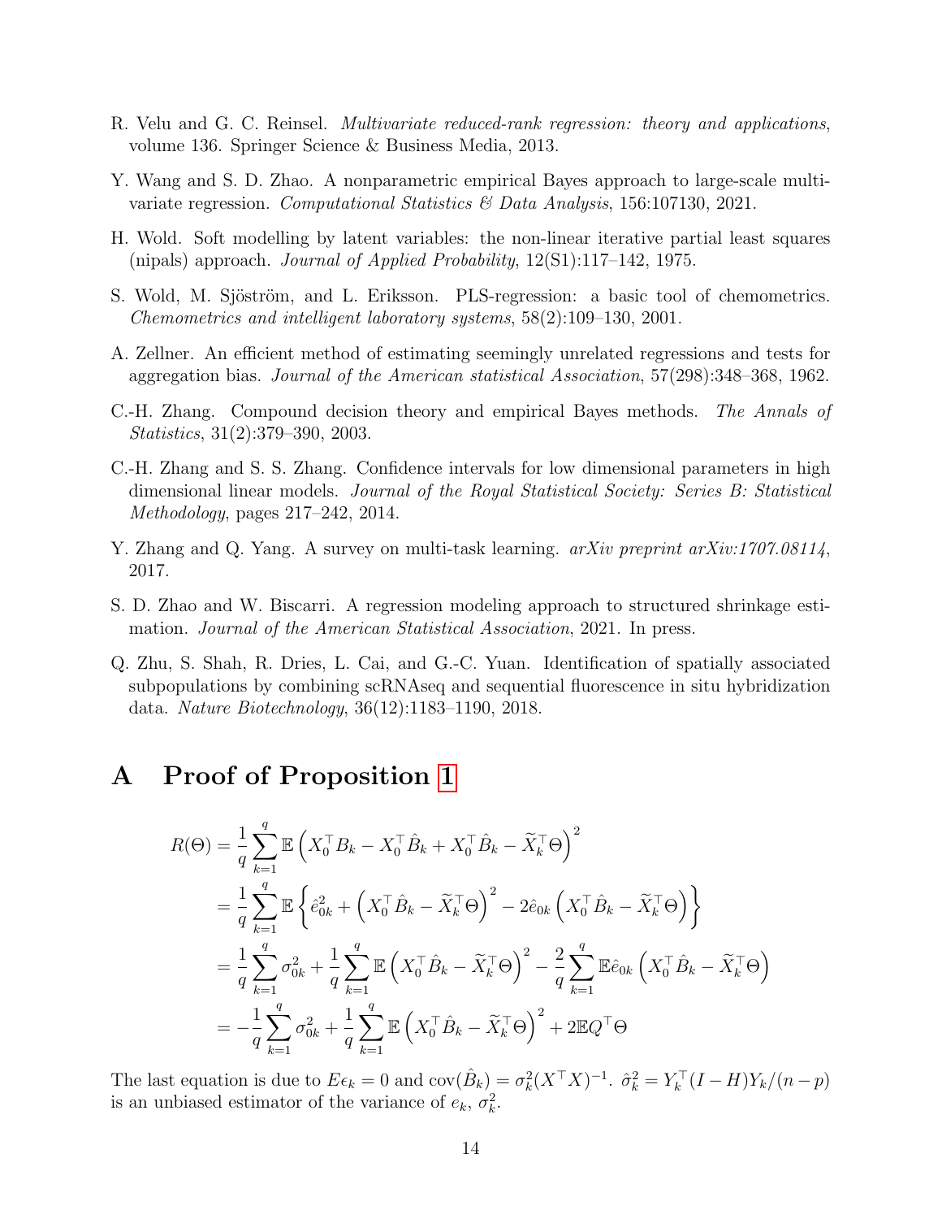R. Velu and G. C. Reinsel. *Multivariate reduced-rank regression: theory and applications*, volume 136. Springer Science & Business Media, 2013.

Y. Wang and S. D. Zhao. A nonparametric empirical Bayes approach to large-scale multivariate regression. *Computational Statistics & Data Analysis*, 156:107130, 2021.

H. Wold. Soft modelling by latent variables: the non-linear iterative partial least squares (nipals) approach. *Journal of Applied Probability*, 12(S1):117–142, 1975.

S. Wold, M. Sjöström, and L. Eriksson. PLS-regression: a basic tool of chemometrics. *Chemometrics and intelligent laboratory systems*, 58(2):109–130, 2001.

A. Zellner. An efficient method of estimating seemingly unrelated regressions and tests for aggregation bias. *Journal of the American statistical Association*, 57(298):348–368, 1962.

C.-H. Zhang. Compound decision theory and empirical Bayes methods. *The Annals of Statistics*, 31(2):379–390, 2003.

C.-H. Zhang and S. S. Zhang. Confidence intervals for low dimensional parameters in high dimensional linear models. *Journal of the Royal Statistical Society: Series B: Statistical Methodology*, pages 217–242, 2014.

Y. Zhang and Q. Yang. A survey on multi-task learning. *arXiv preprint arXiv:1707.08114*, 2017.

S. D. Zhao and W. Biscarri. A regression modeling approach to structured shrinkage estimation. *Journal of the American Statistical Association*, 2021. In press.

Q. Zhu, S. Shah, R. Dries, L. Cai, and G.-C. Yuan. Identification of spatially associated subpopulations by combining scRNAseq and sequential fluorescence in situ hybridization data. *Nature Biotechnology*, 36(12):1183–1190, 2018.

# A Proof of Proposition 1

$$
\begin{aligned}
R(\Theta) &= \frac{1}{q}\sum_{k=1}^{q}\mathbb{E}\left(X_0^\top B_k - X_0^\top \hat{B}_k + X_0^\top \hat{B}_k - \widetilde{X}_k^\top \Theta\right)^2 \\
&= \frac{1}{q}\sum_{k=1}^{q}\mathbb{E}\left\{\hat{e}_{0k}^2 + \left(X_0^\top \hat{B}_k - \widetilde{X}_k^\top \Theta\right)^2 - 2\hat{e}_{0k}\left(X_0^\top \hat{B}_k - \widetilde{X}_k^\top \Theta\right)\right\} \\
&= \frac{1}{q}\sum_{k=1}^{q}\sigma_{0k}^2 + \frac{1}{q}\sum_{k=1}^{q}\mathbb{E}\left(X_0^\top \hat{B}_k - \widetilde{X}_k^\top \Theta\right)^2 - \frac{2}{q}\sum_{k=1}^{q}\mathbb{E}\hat{e}_{0k}\left(X_0^\top \hat{B}_k - \widetilde{X}_k^\top \Theta\right) \\
&= -\frac{1}{q}\sum_{k=1}^{q}\sigma_{0k}^2 + \frac{1}{q}\sum_{k=1}^{q}\mathbb{E}\left(X_0^\top \hat{B}_k - \widetilde{X}_k^\top \Theta\right)^2 + 2\mathbb{E}Q^\top \Theta
\end{aligned}
$$

The last equation is due to $E\epsilon_k = 0$ and $\text{cov}(\hat{B}_k) = \sigma_k^2(X^\top X)^{-1}$. $\hat{\sigma}_k^2 = Y_k^\top (I - H) Y_k/(n-p)$ is an unbiased estimator of the variance of $e_k$, $\sigma_k^2$.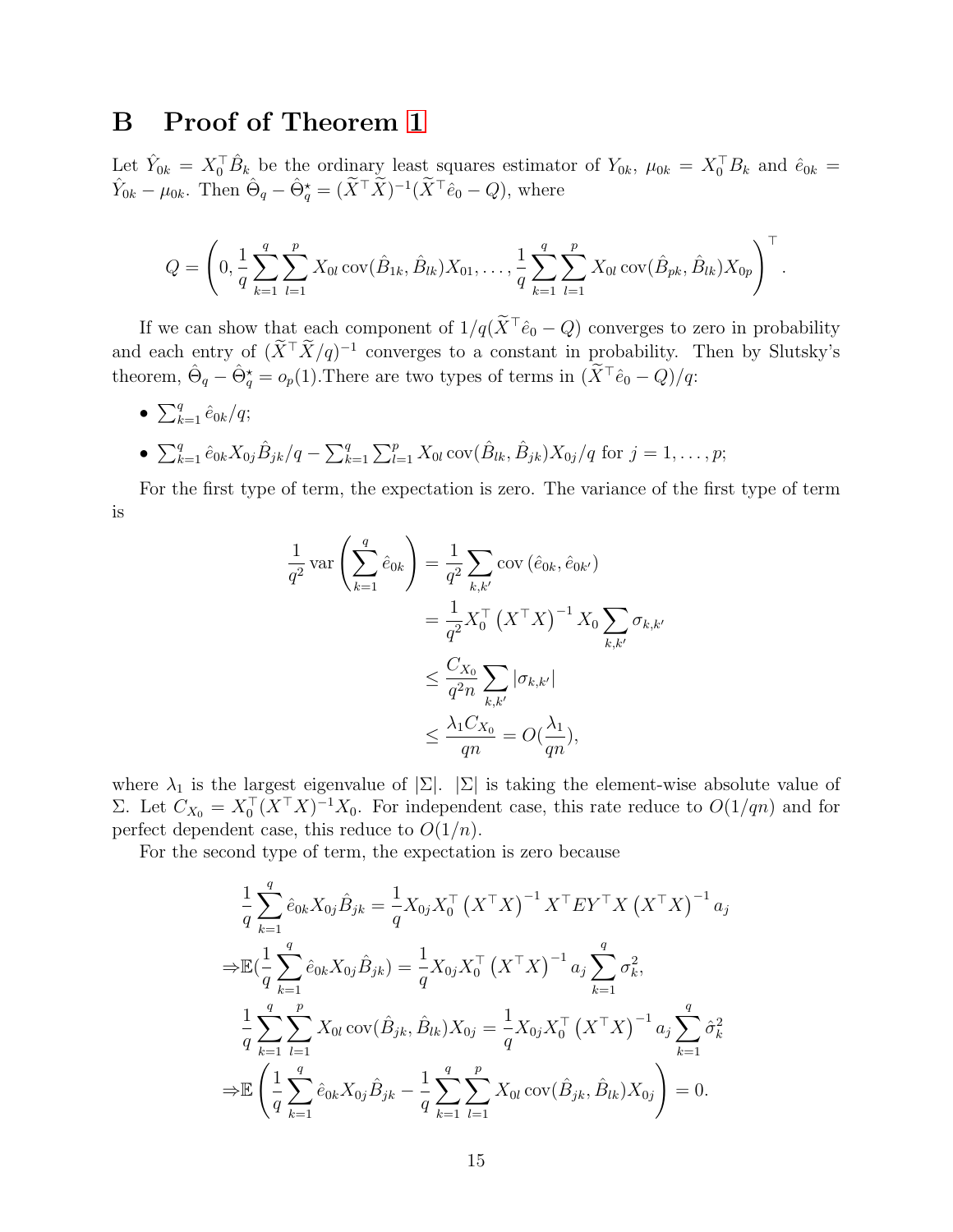# B Proof of Theorem 1

Let $\hat{Y}_{0k} = X_0^\top \hat{B}_k$ be the ordinary least squares estimator of $Y_{0k}$, $\mu_{0k} = X_0^\top B_k$ and $\hat{e}_{0k} = \hat{Y}_{0k} - \mu_{0k}$. Then $\hat{\Theta}_q - \hat{\Theta}_q^\star = (\widetilde{X}^\top \widetilde{X})^{-1}(\widetilde{X}^\top \hat{e}_0 - Q)$, where

$$
Q = \left(0, \frac{1}{q}\sum_{k=1}^{q}\sum_{l=1}^{p} X_{0l}\,\mathrm{cov}(\hat{B}_{1k}, \hat{B}_{lk})X_{01}, \ldots, \frac{1}{q}\sum_{k=1}^{q}\sum_{l=1}^{p} X_{0l}\,\mathrm{cov}(\hat{B}_{pk}, \hat{B}_{lk})X_{0p}\right)^\top.
$$

If we can show that each component of $1/q(\widetilde{X}^\top \hat{e}_0 - Q)$ converges to zero in probability and each entry of $(\widetilde{X}^\top \widetilde{X}/q)^{-1}$ converges to a constant in probability. Then by Slutsky's theorem, $\hat{\Theta}_q - \hat{\Theta}_q^\star = o_p(1)$.There are two types of terms in $(\widetilde{X}^\top \hat{e}_0 - Q)/q$:

- $\sum_{k=1}^{q} \hat{e}_{0k}/q$;
- $\sum_{k=1}^{q} \hat{e}_{0k} X_{0j}\hat{B}_{jk}/q - \sum_{k=1}^{q}\sum_{l=1}^{p} X_{0l}\,\mathrm{cov}(\hat{B}_{lk}, \hat{B}_{jk})X_{0j}/q$ for $j = 1, \ldots, p$;

For the first type of term, the expectation is zero. The variance of the first type of term is

$$
\begin{aligned}
\frac{1}{q^2}\mathrm{var}\left(\sum_{k=1}^{q} \hat{e}_{0k}\right) &= \frac{1}{q^2}\sum_{k,k'} \mathrm{cov}\left(\hat{e}_{0k}, \hat{e}_{0k'}\right) \\
&= \frac{1}{q^2} X_0^\top \left(X^\top X\right)^{-1} X_0 \sum_{k,k'} \sigma_{k,k'} \\
&\le \frac{C_{X_0}}{q^2 n}\sum_{k,k'} |\sigma_{k,k'}| \\
&\le \frac{\lambda_1 C_{X_0}}{qn} = O(\frac{\lambda_1}{qn}),
\end{aligned}
$$

where $\lambda_1$ is the largest eigenvalue of $|\Sigma|$. $|\Sigma|$ is taking the element-wise absolute value of $\Sigma$. Let $C_{X_0} = X_0^\top (X^\top X)^{-1} X_0$. For independent case, this rate reduce to $O(1/qn)$ and for perfect dependent case, this reduce to $O(1/n)$.

For the second type of term, the expectation is zero because

$$
\begin{aligned}
&\frac{1}{q}\sum_{k=1}^{q} \hat{e}_{0k} X_{0j}\hat{B}_{jk} = \frac{1}{q} X_{0j} X_0^\top \left(X^\top X\right)^{-1} X^\top E Y^\top X \left(X^\top X\right)^{-1} a_j \\
\Rightarrow &\mathbb{E}\left(\frac{1}{q}\sum_{k=1}^{q} \hat{e}_{0k} X_{0j}\hat{B}_{jk}\right) = \frac{1}{q} X_{0j} X_0^\top \left(X^\top X\right)^{-1} a_j \sum_{k=1}^{q} \sigma_k^2, \\
&\frac{1}{q}\sum_{k=1}^{q}\sum_{l=1}^{p} X_{0l}\,\mathrm{cov}(\hat{B}_{jk}, \hat{B}_{lk})X_{0j} = \frac{1}{q} X_{0j} X_0^\top \left(X^\top X\right)^{-1} a_j \sum_{k=1}^{q} \hat{\sigma}_k^2 \\
\Rightarrow &\mathbb{E}\left(\frac{1}{q}\sum_{k=1}^{q} \hat{e}_{0k} X_{0j}\hat{B}_{jk} - \frac{1}{q}\sum_{k=1}^{q}\sum_{l=1}^{p} X_{0l}\,\mathrm{cov}(\hat{B}_{jk}, \hat{B}_{lk})X_{0j}\right) = 0.
\end{aligned}
$$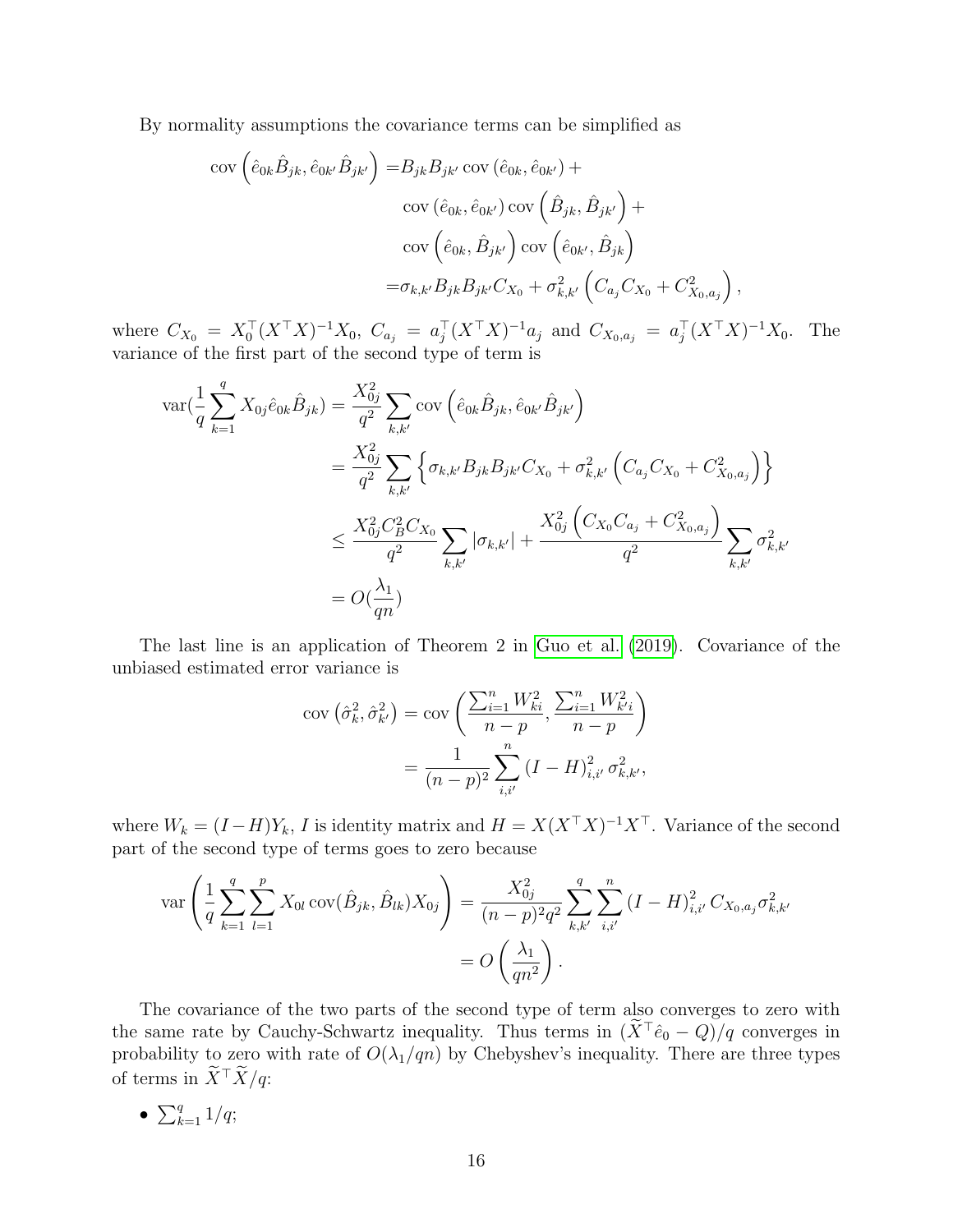By normality assumptions the covariance terms can be simplified as

$$
\begin{aligned}
\operatorname{cov}\left(\hat{e}_{0k}\hat{B}_{jk}, \hat{e}_{0k'}\hat{B}_{jk'}\right) =& B_{jk}B_{jk'}\operatorname{cov}\left(\hat{e}_{0k}, \hat{e}_{0k'}\right) + \\
& \operatorname{cov}\left(\hat{e}_{0k}, \hat{e}_{0k'}\right)\operatorname{cov}\left(\hat{B}_{jk}, \hat{B}_{jk'}\right) + \\
& \operatorname{cov}\left(\hat{e}_{0k}, \hat{B}_{jk'}\right)\operatorname{cov}\left(\hat{e}_{0k'}, \hat{B}_{jk}\right) \\
=& \sigma_{k,k'}B_{jk}B_{jk'}C_{X_0} + \sigma_{k,k'}^2\left(C_{a_j}C_{X_0} + C_{X_0,a_j}^2\right),
\end{aligned}
$$

where $C_{X_0} = X_0^\top(X^\top X)^{-1}X_0$, $C_{a_j} = a_j^\top(X^\top X)^{-1}a_j$ and $C_{X_0,a_j} = a_j^\top(X^\top X)^{-1}X_0$. The variance of the first part of the second type of term is

$$
\begin{aligned}
\operatorname{var}\left(\frac{1}{q}\sum_{k=1}^{q}X_{0j}\hat{e}_{0k}\hat{B}_{jk}\right) &= \frac{X_{0j}^2}{q^2}\sum_{k,k'}\operatorname{cov}\left(\hat{e}_{0k}\hat{B}_{jk}, \hat{e}_{0k'}\hat{B}_{jk'}\right) \\
&= \frac{X_{0j}^2}{q^2}\sum_{k,k'}\left\{\sigma_{k,k'}B_{jk}B_{jk'}C_{X_0} + \sigma_{k,k'}^2\left(C_{a_j}C_{X_0} + C_{X_0,a_j}^2\right)\right\} \\
&\leq \frac{X_{0j}^2C_B^2C_{X_0}}{q^2}\sum_{k,k'}|\sigma_{k,k'}| + \frac{X_{0j}^2\left(C_{X_0}C_{a_j} + C_{X_0,a_j}^2\right)}{q^2}\sum_{k,k'}\sigma_{k,k'}^2 \\
&= O\left(\frac{\lambda_1}{qn}\right)
\end{aligned}
$$

The last line is an application of Theorem 2 in Guo et al. (2019). Covariance of the unbiased estimated error variance is

$$
\begin{aligned}
\operatorname{cov}\left(\hat{\sigma}_k^2, \hat{\sigma}_{k'}^2\right) &= \operatorname{cov}\left(\frac{\sum_{i=1}^{n}W_{ki}^2}{n-p}, \frac{\sum_{i=1}^{n}W_{k'i}^2}{n-p}\right) \\
&= \frac{1}{(n-p)^2}\sum_{i,i'}^{n}(I-H)_{i,i'}^2\,\sigma_{k,k'}^2,
\end{aligned}
$$

where $W_k = (I-H)Y_k$, $I$ is identity matrix and $H = X(X^\top X)^{-1}X^\top$. Variance of the second part of the second type of terms goes to zero because

$$
\begin{aligned}
\operatorname{var}\left(\frac{1}{q}\sum_{k=1}^{q}\sum_{l=1}^{p}X_{0l}\operatorname{cov}(\hat{B}_{jk}, \hat{B}_{lk})X_{0j}\right) &= \frac{X_{0j}^2}{(n-p)^2q^2}\sum_{k,k'}^{q}\sum_{i,i'}^{n}(I-H)_{i,i'}^2\,C_{X_0,a_j}\sigma_{k,k'}^2 \\
&= O\left(\frac{\lambda_1}{qn^2}\right).
\end{aligned}
$$

The covariance of the two parts of the second type of term also converges to zero with the same rate by Cauchy-Schwartz inequality. Thus terms in $(\widetilde{X}^\top\hat{e}_0 - Q)/q$ converges in probability to zero with rate of $O(\lambda_1/qn)$ by Chebyshev's inequality. There are three types of terms in $\widetilde{X}^\top\widetilde{X}/q$:

- $\sum_{k=1}^{q}1/q$;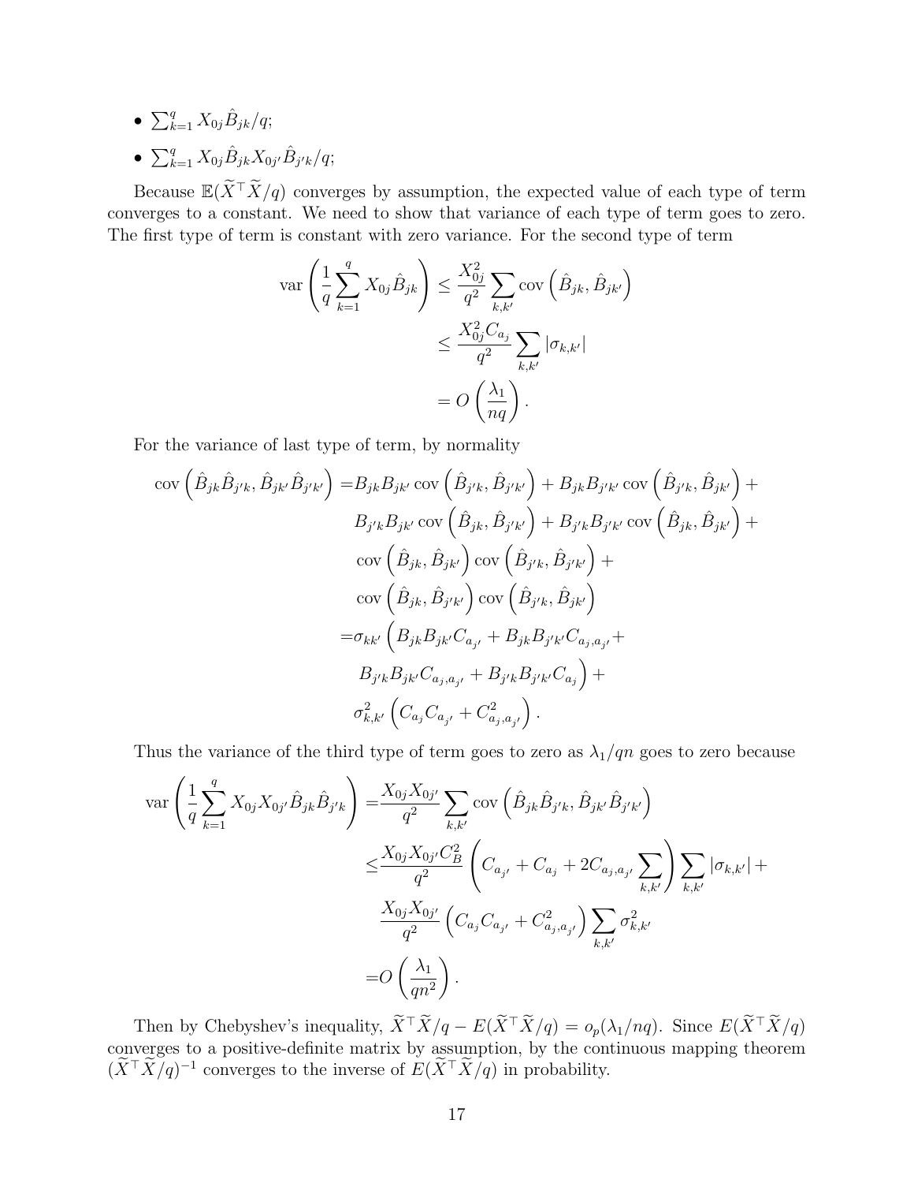- $\sum_{k=1}^{q} X_{0j}\hat{B}_{jk}/q$;
- $\sum_{k=1}^{q} X_{0j}\hat{B}_{jk}X_{0j'}\hat{B}_{j'k}/q$;

Because $\mathbb{E}(\widetilde{X}^\top \widetilde{X}/q)$ converges by assumption, the expected value of each type of term converges to a constant. We need to show that variance of each type of term goes to zero. The first type of term is constant with zero variance. For the second type of term

$$
\begin{aligned}
\operatorname{var}\left(\frac{1}{q}\sum_{k=1}^{q} X_{0j}\hat{B}_{jk}\right) &\leq \frac{X_{0j}^2}{q^2}\sum_{k,k'} \operatorname{cov}\left(\hat{B}_{jk}, \hat{B}_{jk'}\right) \\
&\leq \frac{X_{0j}^2 C_{a_j}}{q^2}\sum_{k,k'} |\sigma_{k,k'}| \\
&= O\left(\frac{\lambda_1}{nq}\right).
\end{aligned}
$$

For the variance of last type of term, by normality

$$
\begin{aligned}
\operatorname{cov}\left(\hat{B}_{jk}\hat{B}_{j'k}, \hat{B}_{jk'}\hat{B}_{j'k'}\right) =& B_{jk}B_{jk'}\operatorname{cov}\left(\hat{B}_{j'k}, \hat{B}_{j'k'}\right) + B_{jk}B_{j'k'}\operatorname{cov}\left(\hat{B}_{j'k}, \hat{B}_{jk'}\right) + \\
& B_{j'k}B_{jk'}\operatorname{cov}\left(\hat{B}_{jk}, \hat{B}_{j'k'}\right) + B_{j'k}B_{j'k'}\operatorname{cov}\left(\hat{B}_{jk}, \hat{B}_{jk'}\right) + \\
& \operatorname{cov}\left(\hat{B}_{jk}, \hat{B}_{jk'}\right)\operatorname{cov}\left(\hat{B}_{j'k}, \hat{B}_{j'k'}\right) + \\
& \operatorname{cov}\left(\hat{B}_{jk}, \hat{B}_{j'k'}\right)\operatorname{cov}\left(\hat{B}_{j'k}, \hat{B}_{jk'}\right) \\
=& \sigma_{kk'}\Big(B_{jk}B_{jk'}C_{a_{j'}} + B_{jk}B_{j'k'}C_{a_j,a_{j'}} + \\
& B_{j'k}B_{jk'}C_{a_j,a_{j'}} + B_{j'k}B_{j'k'}C_{a_j}\Big) + \\
& \sigma_{k,k'}^2\left(C_{a_j}C_{a_{j'}} + C_{a_j,a_{j'}}^2\right).
\end{aligned}
$$

Thus the variance of the third type of term goes to zero as $\lambda_1/qn$ goes to zero because

$$
\begin{aligned}
\operatorname{var}\left(\frac{1}{q}\sum_{k=1}^{q} X_{0j}X_{0j'}\hat{B}_{jk}\hat{B}_{j'k}\right) =& \frac{X_{0j}X_{0j'}}{q^2}\sum_{k,k'}\operatorname{cov}\left(\hat{B}_{jk}\hat{B}_{j'k}, \hat{B}_{jk'}\hat{B}_{j'k'}\right) \\
\leq& \frac{X_{0j}X_{0j'}C_B^2}{q^2}\left(C_{a_{j'}} + C_{a_j} + 2C_{a_j,a_{j'}}\sum_{k,k'}\right)\sum_{k,k'}|\sigma_{k,k'}| + \\
& \frac{X_{0j}X_{0j'}}{q^2}\left(C_{a_j}C_{a_{j'}} + C_{a_j,a_{j'}}^2\right)\sum_{k,k'}\sigma_{k,k'}^2 \\
=& O\left(\frac{\lambda_1}{qn^2}\right).
\end{aligned}
$$

Then by Chebyshev's inequality, $\widetilde{X}^\top \widetilde{X}/q - E(\widetilde{X}^\top \widetilde{X}/q) = o_p(\lambda_1/nq)$. Since $E(\widetilde{X}^\top \widetilde{X}/q)$ converges to a positive-definite matrix by assumption, by the continuous mapping theorem $(\widetilde{X}^\top \widetilde{X}/q)^{-1}$ converges to the inverse of $E(\widetilde{X}^\top \widetilde{X}/q)$ in probability.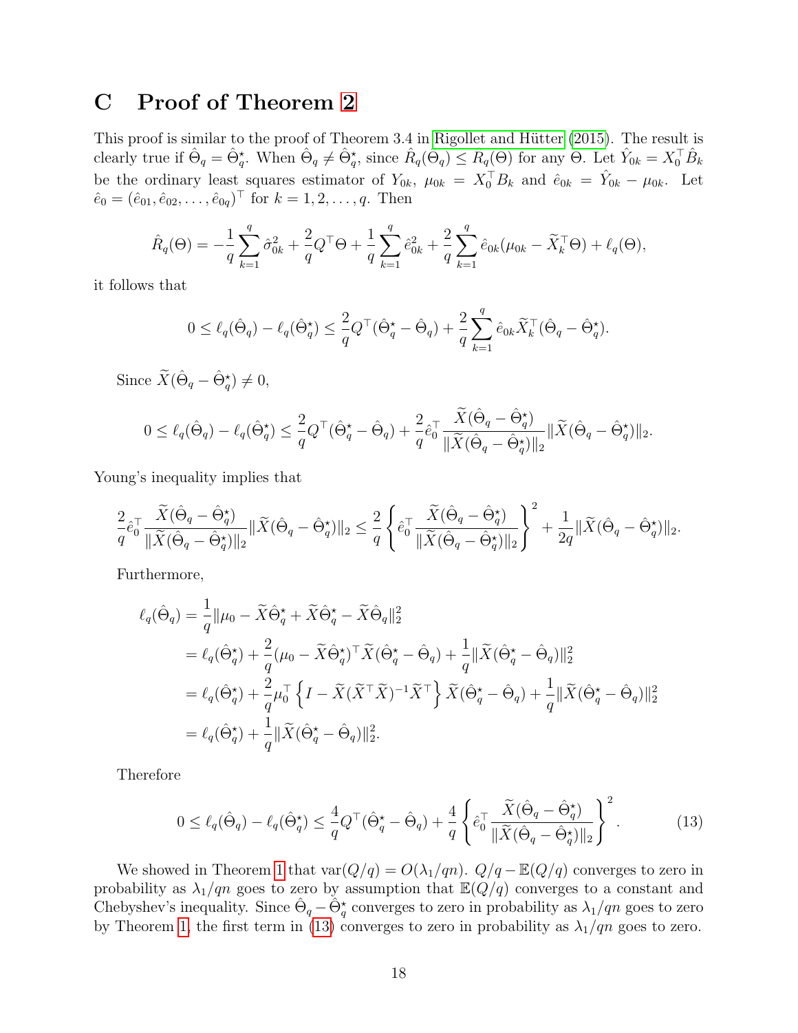## C Proof of Theorem 2

This proof is similar to the proof of Theorem 3.4 in Rigollet and Hütter (2015). The result is clearly true if $\hat{\Theta}_q = \hat{\Theta}_q^\star$. When $\hat{\Theta}_q \neq \hat{\Theta}_q^\star$, since $\hat{R}_q(\hat{\Theta}_q) \leq \hat{R}_q(\Theta)$ for any $\Theta$. Let $\hat{Y}_{0k} = X_0^\top \hat{B}_k$ be the ordinary least squares estimator of $Y_{0k}$, $\mu_{0k} = X_0^\top B_k$ and $\hat{e}_{0k} = \hat{Y}_{0k} - \mu_{0k}$. Let $\hat{e}_0 = (\hat{e}_{01}, \hat{e}_{02}, \ldots, \hat{e}_{0q})^\top$ for $k = 1, 2, \ldots, q$. Then

$$\hat{R}_q(\Theta) = -\frac{1}{q}\sum_{k=1}^{q} \hat{\sigma}_{0k}^2 + \frac{2}{q} Q^\top \Theta + \frac{1}{q}\sum_{k=1}^{q} \hat{e}_{0k}^2 + \frac{2}{q}\sum_{k=1}^{q} \hat{e}_{0k}(\mu_{0k} - \widetilde{X}_k^\top \Theta) + \ell_q(\Theta),$$

it follows that

$$0 \leq \ell_q(\hat{\Theta}_q) - \ell_q(\hat{\Theta}_q^\star) \leq \frac{2}{q} Q^\top (\hat{\Theta}_q^\star - \hat{\Theta}_q) + \frac{2}{q}\sum_{k=1}^{q} \hat{e}_{0k} \widetilde{X}_k^\top (\hat{\Theta}_q - \hat{\Theta}_q^\star).$$

Since $\widetilde{X}(\hat{\Theta}_q - \hat{\Theta}_q^\star) \neq 0$,

$$0 \leq \ell_q(\hat{\Theta}_q) - \ell_q(\hat{\Theta}_q^\star) \leq \frac{2}{q} Q^\top (\hat{\Theta}_q^\star - \hat{\Theta}_q) + \frac{2}{q} \hat{e}_0^\top \frac{\widetilde{X}(\hat{\Theta}_q - \hat{\Theta}_q^\star)}{\|\widetilde{X}(\hat{\Theta}_q - \hat{\Theta}_q^\star)\|_2} \|\widetilde{X}(\hat{\Theta}_q - \hat{\Theta}_q^\star)\|_2.$$

Young's inequality implies that

$$\frac{2}{q} \hat{e}_0^\top \frac{\widetilde{X}(\hat{\Theta}_q - \hat{\Theta}_q^\star)}{\|\widetilde{X}(\hat{\Theta}_q - \hat{\Theta}_q^\star)\|_2} \|\widetilde{X}(\hat{\Theta}_q - \hat{\Theta}_q^\star)\|_2 \leq \frac{2}{q}\left\{\hat{e}_0^\top \frac{\widetilde{X}(\hat{\Theta}_q - \hat{\Theta}_q^\star)}{\|\widetilde{X}(\hat{\Theta}_q - \hat{\Theta}_q^\star)\|_2}\right\}^2 + \frac{1}{2q}\|\widetilde{X}(\hat{\Theta}_q - \hat{\Theta}_q^\star)\|_2.$$

Furthermore,

$$\begin{aligned}
\ell_q(\hat{\Theta}_q) &= \frac{1}{q}\|\mu_0 - \widetilde{X}\hat{\Theta}_q^\star + \widetilde{X}\hat{\Theta}_q^\star - \widetilde{X}\hat{\Theta}_q\|_2^2 \\
&= \ell_q(\hat{\Theta}_q^\star) + \frac{2}{q}(\mu_0 - \widetilde{X}\hat{\Theta}_q^\star)^\top \widetilde{X}(\hat{\Theta}_q^\star - \hat{\Theta}_q) + \frac{1}{q}\|\widetilde{X}(\hat{\Theta}_q^\star - \hat{\Theta}_q)\|_2^2 \\
&= \ell_q(\hat{\Theta}_q^\star) + \frac{2}{q}\mu_0^\top \left\{I - \widetilde{X}(\widetilde{X}^\top \widetilde{X})^{-1}\widetilde{X}^\top\right\} \widetilde{X}(\hat{\Theta}_q^\star - \hat{\Theta}_q) + \frac{1}{q}\|\widetilde{X}(\hat{\Theta}_q^\star - \hat{\Theta}_q)\|_2^2 \\
&= \ell_q(\hat{\Theta}_q^\star) + \frac{1}{q}\|\widetilde{X}(\hat{\Theta}_q^\star - \hat{\Theta}_q)\|_2^2.
\end{aligned}$$

Therefore

$$0 \leq \ell_q(\hat{\Theta}_q) - \ell_q(\hat{\Theta}_q^\star) \leq \frac{4}{q} Q^\top (\hat{\Theta}_q^\star - \hat{\Theta}_q) + \frac{4}{q}\left\{\hat{e}_0^\top \frac{\widetilde{X}(\hat{\Theta}_q - \hat{\Theta}_q^\star)}{\|\widetilde{X}(\hat{\Theta}_q - \hat{\Theta}_q^\star)\|_2}\right\}^2. \tag{13}$$

We showed in Theorem 1 that $\text{var}(Q/q) = O(\lambda_1/qn)$. $Q/q - \mathbb{E}(Q/q)$ converges to zero in probability as $\lambda_1/qn$ goes to zero by assumption that $\mathbb{E}(Q/q)$ converges to a constant and Chebyshev's inequality. Since $\hat{\Theta}_q - \hat{\Theta}_q^\star$ converges to zero in probability as $\lambda_1/qn$ goes to zero by Theorem 1, the first term in (13) converges to zero in probability as $\lambda_1/qn$ goes to zero.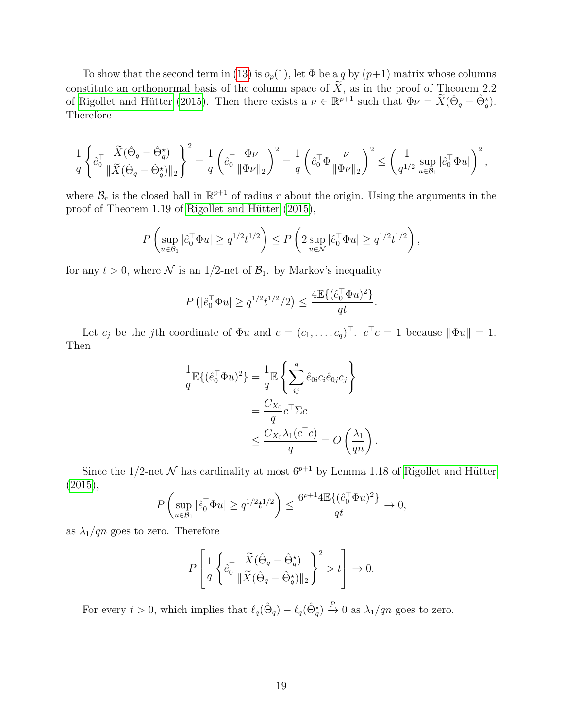To show that the second term in (13) is $o_p(1)$, let $\Phi$ be a $q$ by $(p+1)$ matrix whose columns constitute an orthonormal basis of the column space of $\widetilde{X}$, as in the proof of Theorem 2.2 of Rigollet and Hütter (2015). Then there exists a $\nu \in \mathbb{R}^{p+1}$ such that $\Phi\nu = \widetilde{X}(\hat{\Theta}_q - \hat{\Theta}_q^\star)$. Therefore

$$
\frac{1}{q}\left\{\hat{e}_0^\top \frac{\widetilde{X}(\hat{\Theta}_q - \hat{\Theta}_q^\star)}{\|\widetilde{X}(\hat{\Theta}_q - \hat{\Theta}_q^\star)\|_2}\right\}^2 = \frac{1}{q}\left(\hat{e}_0^\top \frac{\Phi\nu}{\|\Phi\nu\|_2}\right)^2 = \frac{1}{q}\left(\hat{e}_0^\top \Phi \frac{\nu}{\|\Phi\nu\|_2}\right)^2 \leq \left(\frac{1}{q^{1/2}} \sup_{u \in \mathcal{B}_1} |\hat{e}_0^\top \Phi u|\right)^2,
$$

where $\mathcal{B}_r$ is the closed ball in $\mathbb{R}^{p+1}$ of radius $r$ about the origin. Using the arguments in the proof of Theorem 1.19 of Rigollet and Hütter (2015),

$$
P\left(\sup_{u \in \mathcal{B}_1} |\hat{e}_0^\top \Phi u| \geq q^{1/2} t^{1/2}\right) \leq P\left(2 \sup_{u \in \mathcal{N}} |\hat{e}_0^\top \Phi u| \geq q^{1/2} t^{1/2}\right),
$$

for any $t > 0$, where $\mathcal{N}$ is an $1/2$-net of $\mathcal{B}_1$. by Markov's inequality

$$
P\left(|\hat{e}_0^\top \Phi u| \geq q^{1/2} t^{1/2}/2\right) \leq \frac{4\mathbb{E}\{(\hat{e}_0^\top \Phi u)^2\}}{qt}.
$$

Let $c_j$ be the $j$th coordinate of $\Phi u$ and $c = (c_1, \ldots, c_q)^\top$. $c^\top c = 1$ because $\|\Phi u\| = 1$. Then

$$
\begin{aligned}
\frac{1}{q}\mathbb{E}\{(\hat{e}_0^\top \Phi u)^2\} &= \frac{1}{q}\mathbb{E}\left\{\sum_{ij}^q \hat{e}_{0i} c_i \hat{e}_{0j} c_j\right\} \\
&= \frac{C_{X_0}}{q} c^\top \Sigma c \\
&\leq \frac{C_{X_0} \lambda_1 (c^\top c)}{q} = O\left(\frac{\lambda_1}{qn}\right).
\end{aligned}
$$

Since the $1/2$-net $\mathcal{N}$ has cardinality at most $6^{p+1}$ by Lemma 1.18 of Rigollet and Hütter (2015),

$$
P\left(\sup_{u \in \mathcal{B}_1} |\hat{e}_0^\top \Phi u| \geq q^{1/2} t^{1/2}\right) \leq \frac{6^{p+1} 4\mathbb{E}\{(\hat{e}_0^\top \Phi u)^2\}}{qt} \to 0,
$$

as $\lambda_1/qn$ goes to zero. Therefore

$$
P\left[\frac{1}{q}\left\{\hat{e}_0^\top \frac{\widetilde{X}(\hat{\Theta}_q - \hat{\Theta}_q^\star)}{\|\widetilde{X}(\hat{\Theta}_q - \hat{\Theta}_q^\star)\|_2}\right\}^2 > t\right] \to 0.
$$

For every $t > 0$, which implies that $\ell_q(\hat{\Theta}_q) - \ell_q(\hat{\Theta}_q^\star) \xrightarrow{P} 0$ as $\lambda_1/qn$ goes to zero.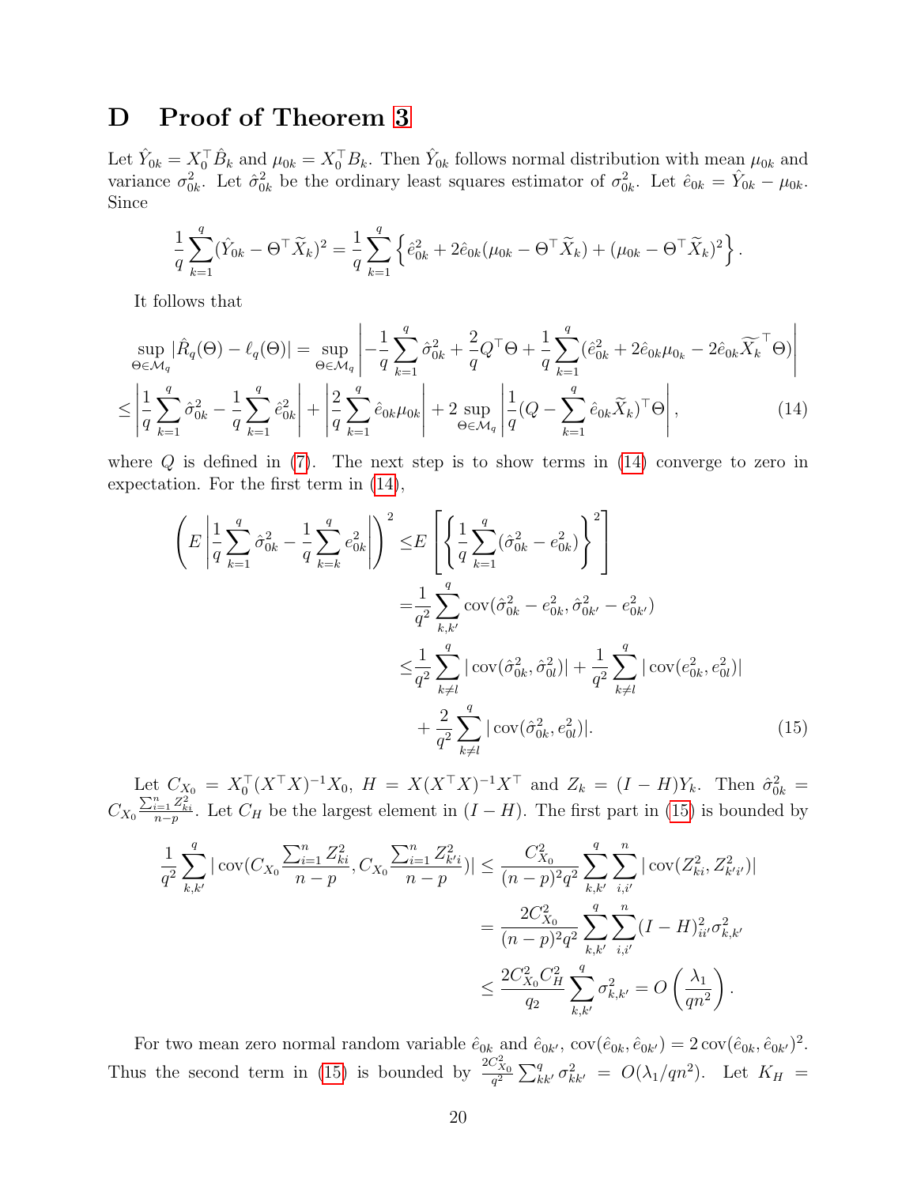# D Proof of Theorem 3

Let $\hat{Y}_{0k} = X_0^\top \hat{B}_k$ and $\mu_{0k} = X_0^\top B_k$. Then $\hat{Y}_{0k}$ follows normal distribution with mean $\mu_{0k}$ and variance $\sigma_{0k}^2$. Let $\hat{\sigma}_{0k}^2$ be the ordinary least squares estimator of $\sigma_{0k}^2$. Let $\hat{e}_{0k} = \hat{Y}_{0k} - \mu_{0k}$. Since

$$\frac{1}{q}\sum_{k=1}^q (\hat{Y}_{0k} - \Theta^\top \widetilde{X}_k)^2 = \frac{1}{q}\sum_{k=1}^q \left\{ \hat{e}_{0k}^2 + 2\hat{e}_{0k}(\mu_{0k} - \Theta^\top \widetilde{X}_k) + (\mu_{0k} - \Theta^\top \widetilde{X}_k)^2 \right\}.$$

It follows that

$$\sup_{\Theta \in \mathcal{M}_q} |\hat{R}_q(\Theta) - \ell_q(\Theta)| = \sup_{\Theta \in \mathcal{M}_q} \left| -\frac{1}{q}\sum_{k=1}^q \hat{\sigma}_{0k}^2 + \frac{2}{q} Q^\top \Theta + \frac{1}{q}\sum_{k=1}^q (\hat{e}_{0k}^2 + 2\hat{e}_{0k}\mu_{0_k} - 2\hat{e}_{0k}\widetilde{X}_k^\top \Theta) \right|$$

$$\leq \left| \frac{1}{q}\sum_{k=1}^q \hat{\sigma}_{0k}^2 - \frac{1}{q}\sum_{k=1}^q \hat{e}_{0k}^2 \right| + \left| \frac{2}{q}\sum_{k=1}^q \hat{e}_{0k}\mu_{0k} \right| + 2\sup_{\Theta \in \mathcal{M}_q} \left| \frac{1}{q}(Q - \sum_{k=1}^q \hat{e}_{0k}\widetilde{X}_k)^\top \Theta \right|, \tag{14}$$

where $Q$ is defined in (7). The next step is to show terms in (14) converge to zero in expectation. For the first term in (14),

$$\begin{aligned}
\left( E \left| \frac{1}{q}\sum_{k=1}^q \hat{\sigma}_{0k}^2 - \frac{1}{q}\sum_{k=k}^q e_{0k}^2 \right| \right)^2 \leq & E\left[ \left\{ \frac{1}{q}\sum_{k=1}^q (\hat{\sigma}_{0k}^2 - e_{0k}^2) \right\}^2 \right] \\
= & \frac{1}{q^2}\sum_{k,k'}^q \operatorname{cov}(\hat{\sigma}_{0k}^2 - e_{0k}^2, \hat{\sigma}_{0k'}^2 - e_{0k'}^2) \\
\leq & \frac{1}{q^2}\sum_{k \neq l}^q |\operatorname{cov}(\hat{\sigma}_{0k}^2, \hat{\sigma}_{0l}^2)| + \frac{1}{q^2}\sum_{k \neq l}^q |\operatorname{cov}(e_{0k}^2, e_{0l}^2)| \\
& + \frac{2}{q^2}\sum_{k \neq l}^q |\operatorname{cov}(\hat{\sigma}_{0k}^2, e_{0l}^2)|.
\end{aligned} \tag{15}$$

Let $C_{X_0} = X_0^\top (X^\top X)^{-1} X_0$, $H = X(X^\top X)^{-1} X^\top$ and $Z_k = (I - H)Y_k$. Then $\hat{\sigma}_{0k}^2 = C_{X_0}\frac{\sum_{i=1}^n Z_{ki}^2}{n-p}$. Let $C_H$ be the largest element in $(I - H)$. The first part in (15) is bounded by

$$\begin{aligned}
\frac{1}{q^2}\sum_{k,k'}^q \left| \operatorname{cov}(C_{X_0}\frac{\sum_{i=1}^n Z_{ki}^2}{n-p}, C_{X_0}\frac{\sum_{i=1}^n Z_{k'i}^2}{n-p}) \right| \leq & \frac{C_{X_0}^2}{(n-p)^2 q^2}\sum_{k,k'}^q \sum_{i,i'}^n |\operatorname{cov}(Z_{ki}^2, Z_{k'i'}^2)| \\
= & \frac{2C_{X_0}^2}{(n-p)^2 q^2}\sum_{k,k'}^q \sum_{i,i'}^n (I - H)_{ii'}^2 \sigma_{k,k'}^2 \\
\leq & \frac{2C_{X_0}^2 C_H^2}{q_2}\sum_{k,k'}^q \sigma_{k,k'}^2 = O\left(\frac{\lambda_1}{qn^2}\right).
\end{aligned}$$

For two mean zero normal random variable $\hat{e}_{0k}$ and $\hat{e}_{0k'}$, $\operatorname{cov}(\hat{e}_{0k}, \hat{e}_{0k'}) = 2\operatorname{cov}(\hat{e}_{0k}, \hat{e}_{0k'})^2$. Thus the second term in (15) is bounded by $\frac{2C_{X_0}^2}{q^2}\sum_{kk'}^q \sigma_{kk'}^2 = O(\lambda_1/qn^2)$. Let $K_H =$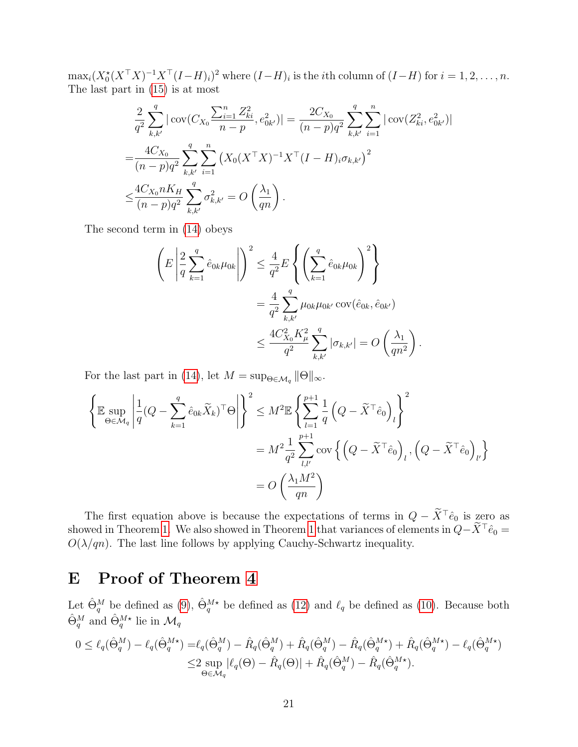$\max_i (X_0^\star (X^\top X)^{-1} X^\top (I-H)_i)^2$ where $(I-H)_i$ is the $i$th column of $(I-H)$ for $i = 1, 2, \ldots, n$. The last part in (15) is at most

$$
\begin{aligned}
&\frac{2}{q^2} \sum_{k,k'}^{q} |\operatorname{cov}(C_{X_0} \frac{\sum_{i=1}^n Z_{ki}^2}{n-p}, e_{0k'}^2)| = \frac{2C_{X_0}}{(n-p)q^2} \sum_{k,k'}^{q} \sum_{i=1}^{n} |\operatorname{cov}(Z_{ki}^2, e_{0k'}^2)| \\
=& \frac{4C_{X_0}}{(n-p)q^2} \sum_{k,k'}^{q} \sum_{i=1}^{n} \left( X_0 (X^\top X)^{-1} X^\top (I-H)_i \sigma_{k,k'} \right)^2 \\
\leq& \frac{4 C_{X_0} n K_H}{(n-p)q^2} \sum_{k,k'}^{q} \sigma_{k,k'}^2 = O\left(\frac{\lambda_1}{qn}\right).
\end{aligned}
$$

The second term in (14) obeys

$$
\begin{aligned}
\left( E \left| \frac{2}{q} \sum_{k=1}^{q} \hat{e}_{0k} \mu_{0k} \right| \right)^2 &\leq \frac{4}{q^2} E \left\{ \left( \sum_{k=1}^{q} \hat{e}_{0k} \mu_{0k} \right)^2 \right\} \\
&= \frac{4}{q^2} \sum_{k,k'}^{q} \mu_{0k} \mu_{0k'} \operatorname{cov}(\hat{e}_{0k}, \hat{e}_{0k'}) \\
&\leq \frac{4 C_{X_0}^2 K_\mu^2}{q^2} \sum_{k,k'}^{q} |\sigma_{k,k'}| = O\left(\frac{\lambda_1}{qn^2}\right).
\end{aligned}
$$

For the last part in (14), let $M = \sup_{\Theta \in \mathcal{M}_q} \|\Theta\|_\infty$.

$$
\begin{aligned}
\left\{ \mathbb{E} \sup_{\Theta \in \mathcal{M}_q} \left| \frac{1}{q} (Q - \sum_{k=1}^{q} \hat{e}_{0k} \widetilde{X}_k)^\top \Theta \right| \right\}^2 &\leq M^2 \mathbb{E} \left\{ \sum_{l=1}^{p+1} \frac{1}{q} \left( Q - \widetilde{X}^\top \hat{e}_0 \right)_l \right\}^2 \\
&= M^2 \frac{1}{q^2} \sum_{l,l'}^{p+1} \operatorname{cov} \left\{ \left( Q - \widetilde{X}^\top \hat{e}_0 \right)_l, \left( Q - \widetilde{X}^\top \hat{e}_0 \right)_{l'} \right\} \\
&= O\left( \frac{\lambda_1 M^2}{qn} \right)
\end{aligned}
$$

The first equation above is because the expectations of terms in $Q - \widetilde{X}^\top \hat{e}_0$ is zero as showed in Theorem 1. We also showed in Theorem 1 that variances of elements in $Q - \widetilde{X}^\top \hat{e}_0 = O(\lambda/qn)$. The last line follows by applying Cauchy-Schwartz inequality.

# E Proof of Theorem 4

Let $\hat{\Theta}_q^M$ be defined as (9), $\hat{\Theta}_q^{M\star}$ be defined as (12) and $\ell_q$ be defined as (10). Because both $\hat{\Theta}_q^M$ and $\hat{\Theta}_q^{M\star}$ lie in $\mathcal{M}_q$

$$
\begin{aligned}
0 \leq \ell_q(\hat{\Theta}_q^M) - \ell_q(\hat{\Theta}_q^{M\star}) =& \ell_q(\hat{\Theta}_q^M) - \hat{R}_q(\hat{\Theta}_q^M) + \hat{R}_q(\hat{\Theta}_q^M) - \hat{R}_q(\hat{\Theta}_q^{M\star}) + \hat{R}_q(\hat{\Theta}_q^{M\star}) - \ell_q(\hat{\Theta}_q^{M\star}) \\
\leq& 2 \sup_{\Theta \in \mathcal{M}_q} |\ell_q(\Theta) - \hat{R}_q(\Theta)| + \hat{R}_q(\hat{\Theta}_q^M) - \hat{R}_q(\hat{\Theta}_q^{M\star}).
\end{aligned}
$$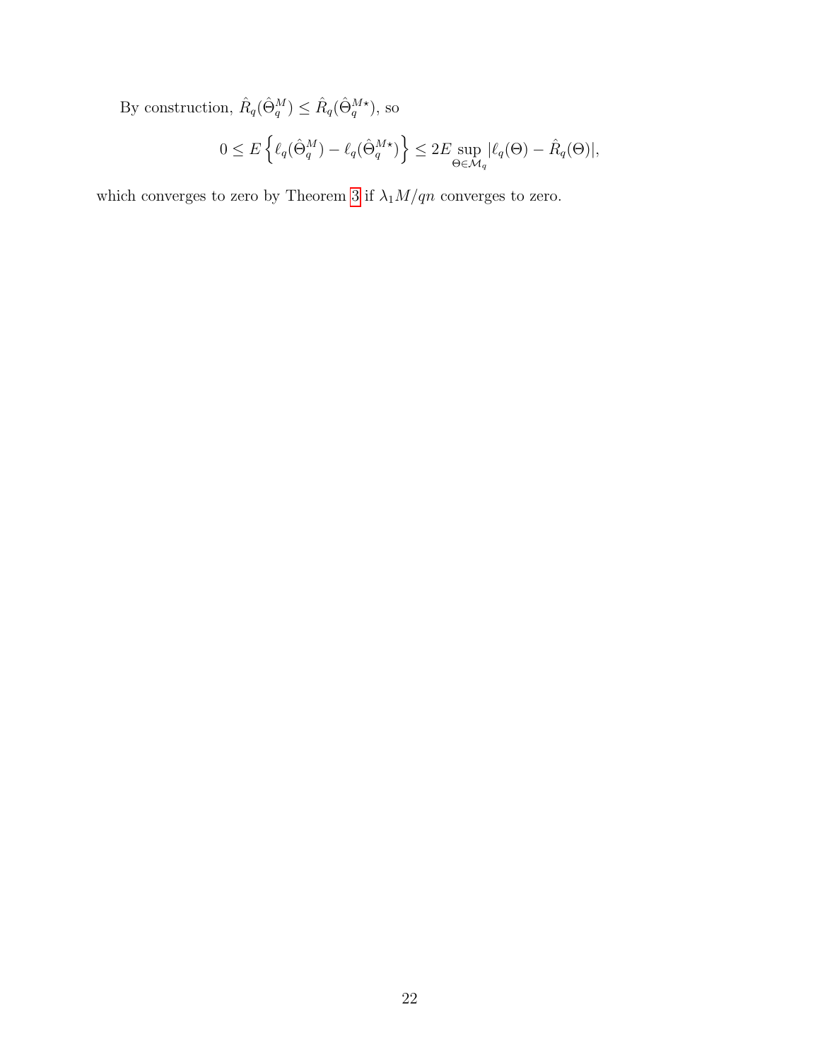By construction, $\hat{R}_q(\hat{\Theta}_q^M) \le \hat{R}_q(\hat{\Theta}_q^{M\star})$, so

$$0 \le E\left\{\ell_q(\hat{\Theta}_q^M) - \ell_q(\hat{\Theta}_q^{M\star})\right\} \le 2E \sup_{\Theta \in \mathcal{M}_q} |\ell_q(\Theta) - \hat{R}_q(\Theta)|,$$

which converges to zero by Theorem 3 if $\lambda_1 M/qn$ converges to zero.